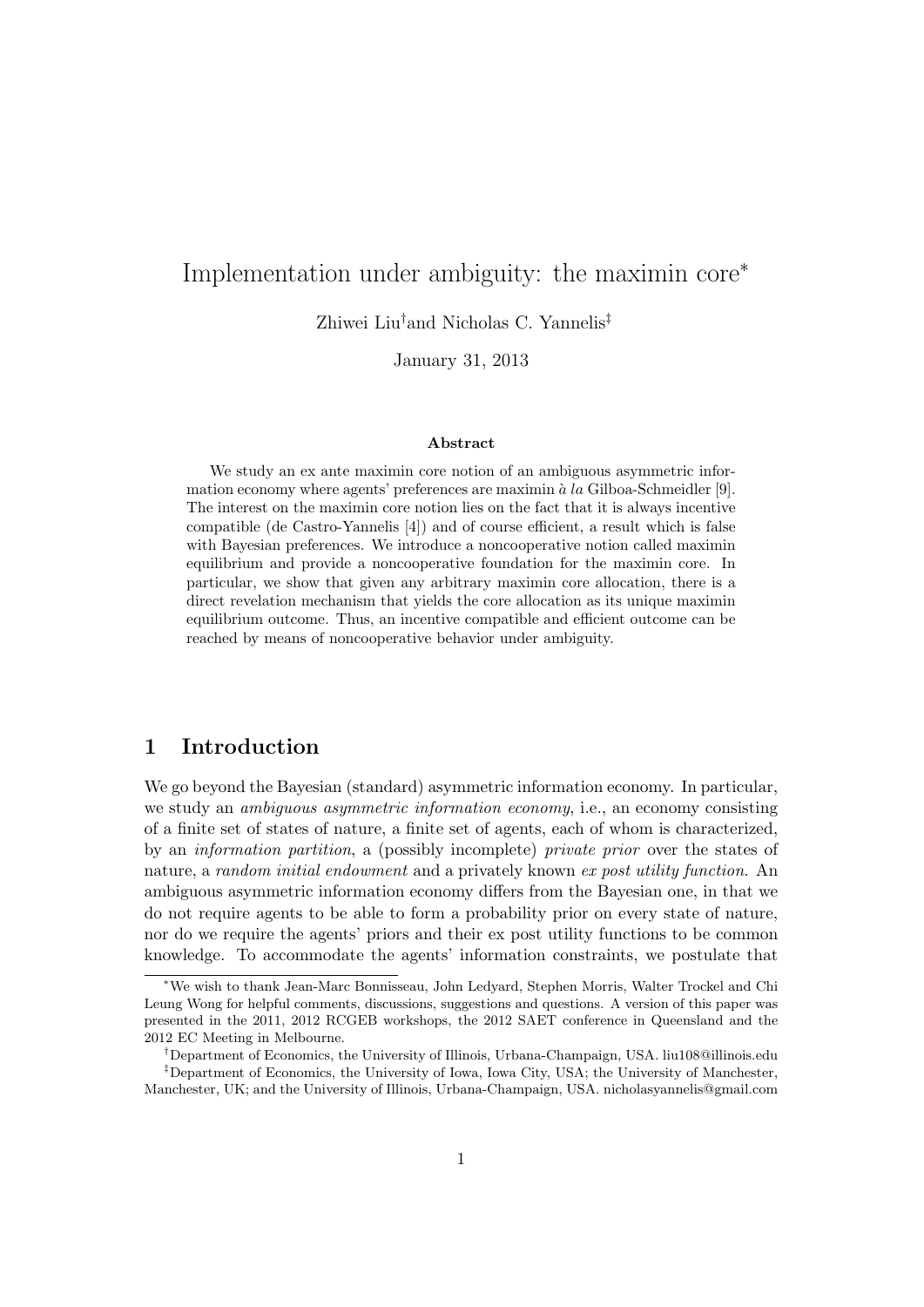# Implementation under ambiguity: the maximin core*

Zhiwei Liu[†] and Nicholas C. Yannelis[‡]

January 31, 2013

### Abstract

We study an ex ante maximin core notion of an ambiguous asymmetric information economy where agents' preferences are maximin *à la* Gilboa-Schmeidler [9]. The interest on the maximin core notion lies on the fact that it is always incentive compatible (de Castro-Yannelis [4]) and of course efficient, a result which is false with Bayesian preferences. We introduce a noncooperative notion called maximin equilibrium and provide a noncooperative foundation for the maximin core. In particular, we show that given any arbitrary maximin core allocation, there is a direct revelation mechanism that yields the core allocation as its unique maximin equilibrium outcome. Thus, an incentive compatible and efficient outcome can be reached by means of noncooperative behavior under ambiguity.

## 1 Introduction

We go beyond the Bayesian (standard) asymmetric information economy. In particular, we study an *ambiguous asymmetric information economy*, i.e., an economy consisting of a finite set of states of nature, a finite set of agents, each of whom is characterized, by an *information partition*, a (possibly incomplete) *private prior* over the states of nature, a *random initial endowment* and a privately known *ex post utility function*. An ambiguous asymmetric information economy differs from the Bayesian one, in that we do not require agents to be able to form a probability prior on every state of nature, nor do we require the agents' priors and their ex post utility functions to be common knowledge. To accommodate the agents' information constraints, we postulate that

---

*We wish to thank Jean-Marc Bonnisseau, John Ledyard, Stephen Morris, Walter Trockel and Chi Leung Wong for helpful comments, discussions, suggestions and questions. A version of this paper was presented in the 2011, 2012 RCGEB workshops, the 2012 SAET conference in Queensland and the 2012 EC Meeting in Melbourne.

[†]Department of Economics, the University of Illinois, Urbana-Champaign, USA. liu108@illinois.edu

[‡]Department of Economics, the University of Iowa, Iowa City, USA; the University of Manchester, Manchester, UK; and the University of Illinois, Urbana-Champaign, USA. nicholasyannelis@gmail.com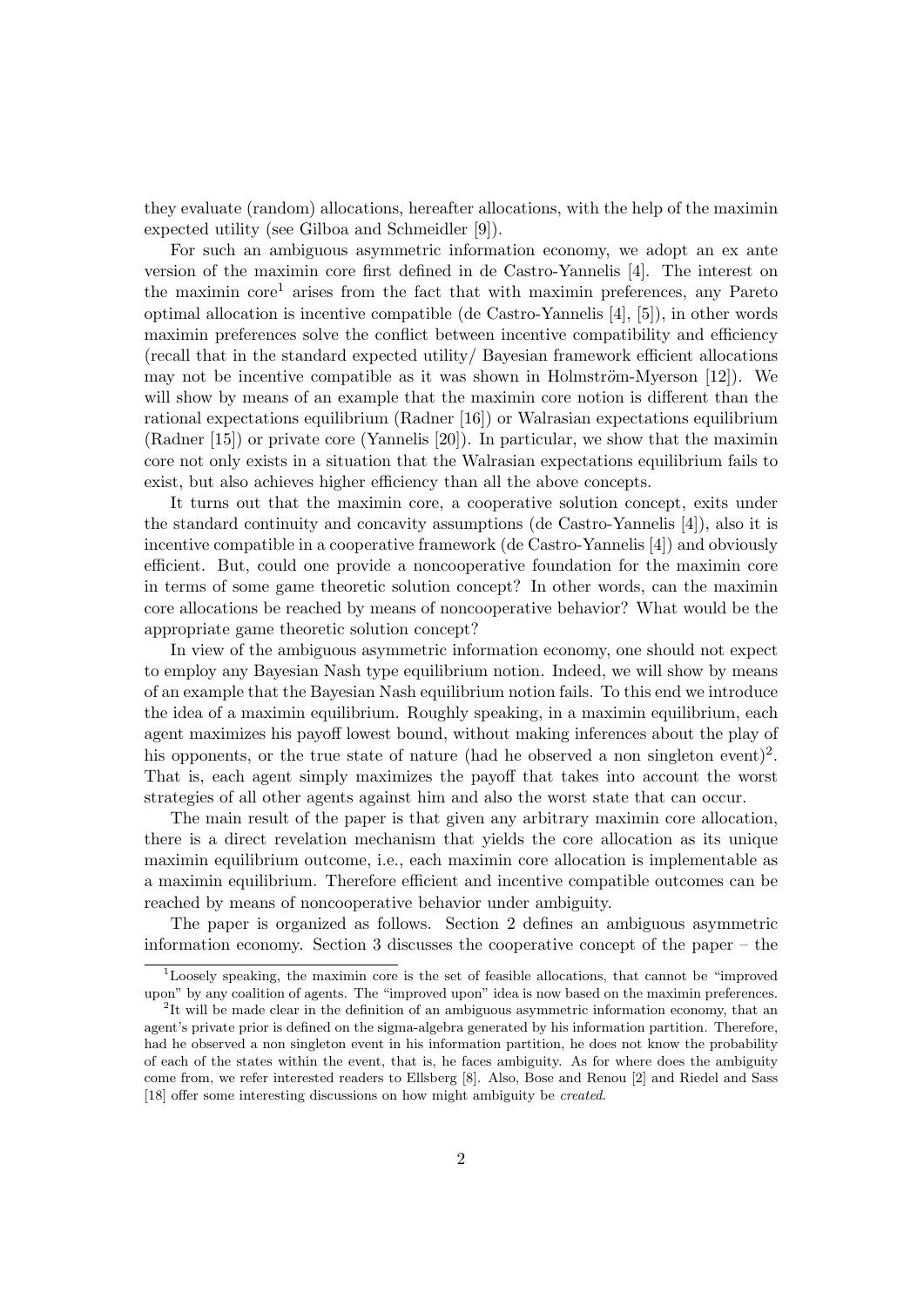they evaluate (random) allocations, hereafter allocations, with the help of the maximin expected utility (see Gilboa and Schmeidler [9]).

For such an ambiguous asymmetric information economy, we adopt an ex ante version of the maximin core first defined in de Castro-Yannelis [4]. The interest on the maximin core[1] arises from the fact that with maximin preferences, any Pareto optimal allocation is incentive compatible (de Castro-Yannelis [4], [5]), in other words maximin preferences solve the conflict between incentive compatibility and efficiency (recall that in the standard expected utility/ Bayesian framework efficient allocations may not be incentive compatible as it was shown in Holmström-Myerson [12]). We will show by means of an example that the maximin core notion is different than the rational expectations equilibrium (Radner [16]) or Walrasian expectations equilibrium (Radner [15]) or private core (Yannelis [20]). In particular, we show that the maximin core not only exists in a situation that the Walrasian expectations equilibrium fails to exist, but also achieves higher efficiency than all the above concepts.

It turns out that the maximin core, a cooperative solution concept, exits under the standard continuity and concavity assumptions (de Castro-Yannelis [4]), also it is incentive compatible in a cooperative framework (de Castro-Yannelis [4]) and obviously efficient. But, could one provide a noncooperative foundation for the maximin core in terms of some game theoretic solution concept? In other words, can the maximin core allocations be reached by means of noncooperative behavior? What would be the appropriate game theoretic solution concept?

In view of the ambiguous asymmetric information economy, one should not expect to employ any Bayesian Nash type equilibrium notion. Indeed, we will show by means of an example that the Bayesian Nash equilibrium notion fails. To this end we introduce the idea of a maximin equilibrium. Roughly speaking, in a maximin equilibrium, each agent maximizes his payoff lowest bound, without making inferences about the play of his opponents, or the true state of nature (had he observed a non singleton event)[2]. That is, each agent simply maximizes the payoff that takes into account the worst strategies of all other agents against him and also the worst state that can occur.

The main result of the paper is that given any arbitrary maximin core allocation, there is a direct revelation mechanism that yields the core allocation as its unique maximin equilibrium outcome, i.e., each maximin core allocation is implementable as a maximin equilibrium. Therefore efficient and incentive compatible outcomes can be reached by means of noncooperative behavior under ambiguity.

The paper is organized as follows. Section 2 defines an ambiguous asymmetric information economy. Section 3 discusses the cooperative concept of the paper – the

[1] Loosely speaking, the maximin core is the set of feasible allocations, that cannot be "improved upon" by any coalition of agents. The "improved upon" idea is now based on the maximin preferences.

[2] It will be made clear in the definition of an ambiguous asymmetric information economy, that an agent's private prior is defined on the sigma-algebra generated by his information partition. Therefore, had he observed a non singleton event in his information partition, he does not know the probability of each of the states within the event, that is, he faces ambiguity. As for where does the ambiguity come from, we refer interested readers to Ellsberg [8]. Also, Bose and Renou [2] and Riedel and Sass [18] offer some interesting discussions on how might ambiguity be *created*.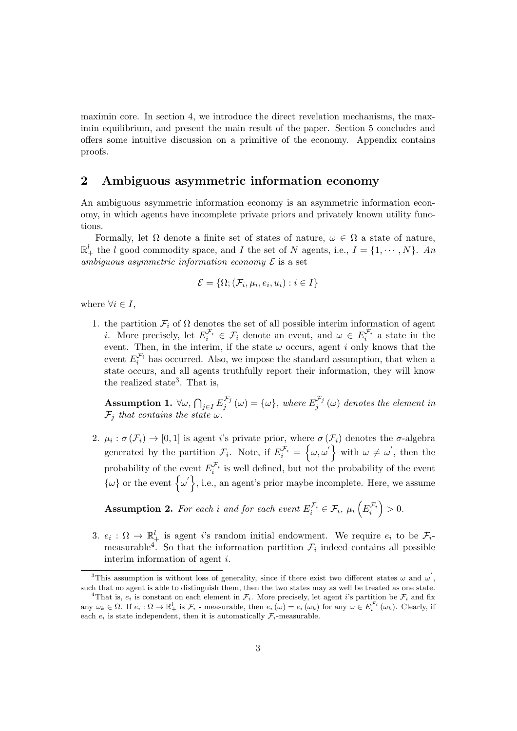maximin core. In section 4, we introduce the direct revelation mechanisms, the maximin equilibrium, and present the main result of the paper. Section 5 concludes and offers some intuitive discussion on a primitive of the economy. Appendix contains proofs.

## 2 Ambiguous asymmetric information economy

An ambiguous asymmetric information economy is an asymmetric information economy, in which agents have incomplete private priors and privately known utility functions.

Formally, let $\Omega$ denote a finite set of states of nature, $\omega \in \Omega$ a state of nature, $\mathbb{R}^l_+$ the $l$ good commodity space, and $I$ the set of $N$ agents, i.e., $I = \{1, \cdots, N\}$. *An ambiguous asymmetric information economy* $\mathcal{E}$ is a set

$$\mathcal{E} = \{\Omega; (\mathcal{F}_i, \mu_i, e_i, u_i) : i \in I\}$$

where $\forall i \in I$,

1. the partition $\mathcal{F}_i$ of $\Omega$ denotes the set of all possible interim information of agent $i$. More precisely, let $E_i^{\mathcal{F}_i} \in \mathcal{F}_i$ denote an event, and $\omega \in E_i^{\mathcal{F}_i}$ a state in the event. Then, in the interim, if the state $\omega$ occurs, agent $i$ only knows that the event $E_i^{\mathcal{F}_i}$ has occurred. Also, we impose the standard assumption, that when a state occurs, and all agents truthfully report their information, they will know the realized state[3]. That is,

   **Assumption 1.** *$\forall \omega$, $\bigcap_{j \in I} E_j^{\mathcal{F}_j}(\omega) = \{\omega\}$, where $E_j^{\mathcal{F}_j}(\omega)$ denotes the element in $\mathcal{F}_j$ that contains the state $\omega$.*

2. $\mu_i : \sigma(\mathcal{F}_i) \to [0, 1]$ is agent $i$'s private prior, where $\sigma(\mathcal{F}_i)$ denotes the $\sigma$-algebra generated by the partition $\mathcal{F}_i$. Note, if $E_i^{\mathcal{F}_i} = \{\omega, \omega'\}$ with $\omega \neq \omega'$, then the probability of the event $E_i^{\mathcal{F}_i}$ is well defined, but not the probability of the event $\{\omega\}$ or the event $\{\omega'\}$, i.e., an agent's prior maybe incomplete. Here, we assume

   **Assumption 2.** *For each $i$ and for each event $E_i^{\mathcal{F}_i} \in \mathcal{F}_i$, $\mu_i\left(E_i^{\mathcal{F}_i}\right) > 0$.*

3. $e_i : \Omega \to \mathbb{R}^l_+$ is agent $i$'s random initial endowment. We require $e_i$ to be $\mathcal{F}_i$-measurable[4]. So that the information partition $\mathcal{F}_i$ indeed contains all possible interim information of agent $i$.

[3] This assumption is without loss of generality, since if there exist two different states $\omega$ and $\omega'$, such that no agent is able to distinguish them, then the two states may as well be treated as one state.

[4] That is, $e_i$ is constant on each element in $\mathcal{F}_i$. More precisely, let agent $i$'s partition be $\mathcal{F}_i$ and fix any $\omega_k \in \Omega$. If $e_i : \Omega \to \mathbb{R}^l_+$ is $\mathcal{F}_i$ - measurable, then $e_i(\omega) = e_i(\omega_k)$ for any $\omega \in E_i^{\mathcal{F}_i}(\omega_k)$. Clearly, if each $e_i$ is state independent, then it is automatically $\mathcal{F}_i$-measurable.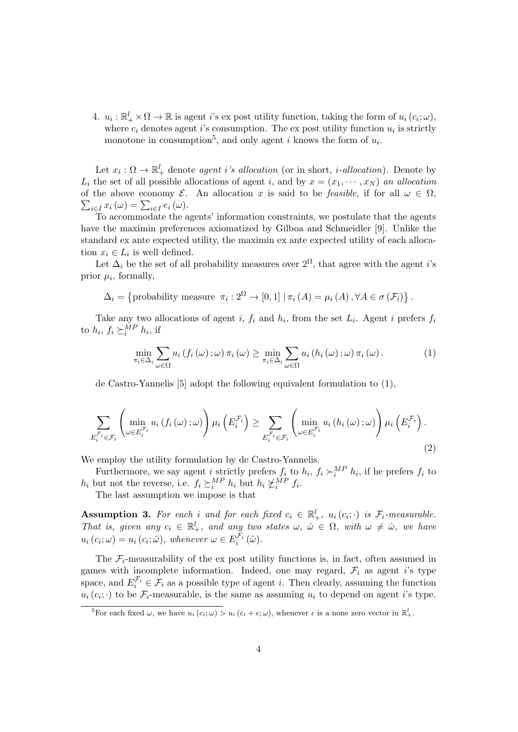4. $u_i : \mathbb{R}_+^l \times \Omega \to \mathbb{R}$ is agent $i$'s ex post utility function, taking the form of $u_i(c_i; \omega)$, where $c_i$ denotes agent $i$'s consumption. The ex post utility function $u_i$ is strictly monotone in consumption[5], and only agent $i$ knows the form of $u_i$.

Let $x_i : \Omega \to \mathbb{R}_+^l$ denote *agent i's allocation* (or in short, *i-allocation*). Denote by $L_i$ the set of all possible allocations of agent $i$, and by $x = (x_1, \cdots, x_N)$ *an allocation* of the above economy $\mathcal{E}$. An allocation $x$ is said to be *feasible*, if for all $\omega \in \Omega$, $\sum_{i \in I} x_i(\omega) = \sum_{i \in I} e_i(\omega)$.

To accommodate the agents' information constraints, we postulate that the agents have the maximin preferences axiomatized by Gilboa and Schmeidler [9]. Unlike the standard ex ante expected utility, the maximin ex ante expected utility of each allocation $x_i \in L_i$ is well defined.

Let $\Delta_i$ be the set of all probability measures over $2^\Omega$, that agree with the agent $i$'s prior $\mu_i$, formally,

$$\Delta_i = \left\{ \text{probability measure } \pi_i : 2^\Omega \to [0,1] \mid \pi_i(A) = \mu_i(A), \forall A \in \sigma(\mathcal{F}_i) \right\}.$$

Take any two allocations of agent $i$, $f_i$ and $h_i$, from the set $L_i$. Agent $i$ prefers $f_i$ to $h_i$, $f_i \succeq_i^{MP} h_i$, if

$$\min_{\pi_i \in \Delta_i} \sum_{\omega \in \Omega} u_i(f_i(\omega); \omega) \pi_i(\omega) \geq \min_{\pi_i \in \Delta_i} \sum_{\omega \in \Omega} u_i(h_i(\omega); \omega) \pi_i(\omega). \tag{1}$$

de Castro-Yannelis [5] adopt the following equivalent formulation to (1),

$$\sum_{E_i^{\mathcal{F}_i} \in \mathcal{F}_i} \left( \min_{\omega \in E_i^{\mathcal{F}_i}} u_i(f_i(\omega); \omega) \right) \mu_i\left(E_i^{\mathcal{F}_i}\right) \geq \sum_{E_i^{\mathcal{F}_i} \in \mathcal{F}_i} \left( \min_{\omega \in E_i^{\mathcal{F}_i}} u_i(h_i(\omega); \omega) \right) \mu_i\left(E_i^{\mathcal{F}_i}\right). \tag{2}$$

We employ the utility formulation by de Castro-Yannelis.

Furthermore, we say agent $i$ strictly prefers $f_i$ to $h_i$, $f_i \succ_i^{MP} h_i$, if he prefers $f_i$ to $h_i$ but not the reverse, i.e. $f_i \succeq_i^{MP} h_i$ but $h_i \not\succeq_i^{MP} f_i$.

The last assumption we impose is that

**Assumption 3.** *For each $i$ and for each fixed $c_i \in \mathbb{R}_+^l$, $u_i(c_i; \cdot)$ is $\mathcal{F}_i$-measurable. That is, given any $c_i \in \mathbb{R}_+^l$, and any two states $\omega$, $\hat{\omega} \in \Omega$, with $\omega \neq \hat{\omega}$, we have $u_i(c_i; \omega) = u_i(c_i; \hat{\omega})$, whenever $\omega \in E_i^{\mathcal{F}_i}(\hat{\omega})$.*

The $\mathcal{F}_i$-measurability of the ex post utility functions is, in fact, often assumed in games with incomplete information. Indeed, one may regard, $\mathcal{F}_i$ as agent $i$'s type space, and $E_i^{\mathcal{F}_i} \in \mathcal{F}_i$ as a possible type of agent $i$. Then clearly, assuming the function $u_i(c_i; \cdot)$ to be $\mathcal{F}_i$-measurable, is the same as assuming $u_i$ to depend on agent $i$'s type.

[5] For each fixed $\omega$, we have $u_i(c_i; \omega) > u_i(c_i + \epsilon; \omega)$, whenever $\epsilon$ is a none zero vector in $\mathbb{R}_+^l$.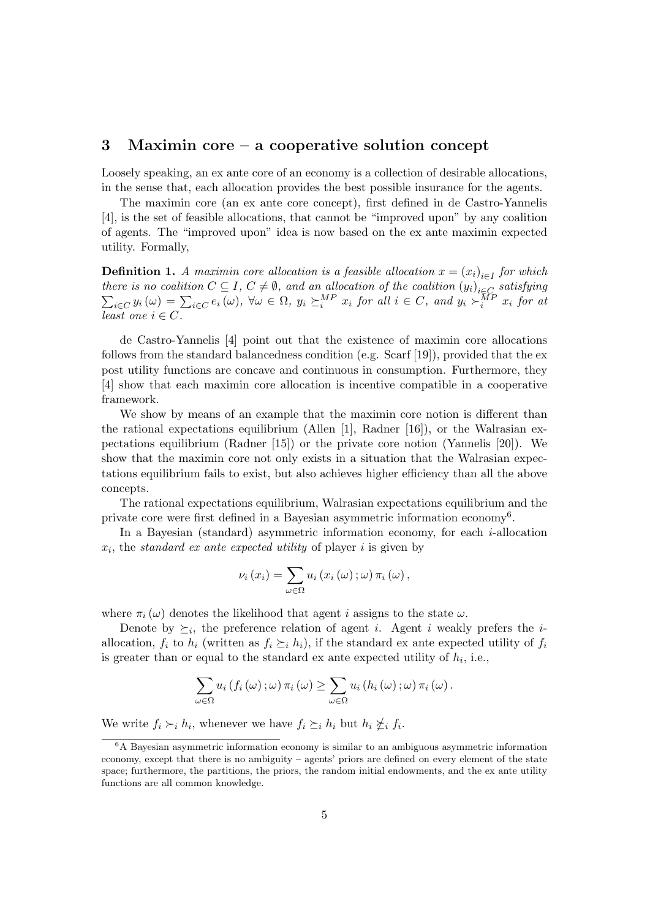## 3 Maximin core – a cooperative solution concept

Loosely speaking, an ex ante core of an economy is a collection of desirable allocations, in the sense that, each allocation provides the best possible insurance for the agents.

The maximin core (an ex ante core concept), first defined in de Castro-Yannelis [4], is the set of feasible allocations, that cannot be "improved upon" by any coalition of agents. The "improved upon" idea is now based on the ex ante maximin expected utility. Formally,

**Definition 1.** *A maximin core allocation is a feasible allocation $x = (x_i)_{i \in I}$ for which there is no coalition $C \subseteq I$, $C \neq \emptyset$, and an allocation of the coalition $(y_i)_{i \in C}$ satisfying $\sum_{i \in C} y_i(\omega) = \sum_{i \in C} e_i(\omega)$, $\forall \omega \in \Omega$, $y_i \succeq_i^{MP} x_i$ for all $i \in C$, and $y_i \succ_i^{MP} x_i$ for at least one $i \in C$.*

de Castro-Yannelis [4] point out that the existence of maximin core allocations follows from the standard balancedness condition (e.g. Scarf [19]), provided that the ex post utility functions are concave and continuous in consumption. Furthermore, they [4] show that each maximin core allocation is incentive compatible in a cooperative framework.

We show by means of an example that the maximin core notion is different than the rational expectations equilibrium (Allen [1], Radner [16]), or the Walrasian expectations equilibrium (Radner [15]) or the private core notion (Yannelis [20]). We show that the maximin core not only exists in a situation that the Walrasian expectations equilibrium fails to exist, but also achieves higher efficiency than all the above concepts.

The rational expectations equilibrium, Walrasian expectations equilibrium and the private core were first defined in a Bayesian asymmetric information economy[6].

In a Bayesian (standard) asymmetric information economy, for each $i$-allocation $x_i$, the *standard ex ante expected utility* of player $i$ is given by

$$\nu_i(x_i) = \sum_{\omega \in \Omega} u_i(x_i(\omega); \omega) \pi_i(\omega),$$

where $\pi_i(\omega)$ denotes the likelihood that agent $i$ assigns to the state $\omega$.

Denote by $\succeq_i$, the preference relation of agent $i$. Agent $i$ weakly prefers the $i$-allocation, $f_i$ to $h_i$ (written as $f_i \succeq_i h_i$), if the standard ex ante expected utility of $f_i$ is greater than or equal to the standard ex ante expected utility of $h_i$, i.e.,

$$\sum_{\omega \in \Omega} u_i(f_i(\omega); \omega) \pi_i(\omega) \geq \sum_{\omega \in \Omega} u_i(h_i(\omega); \omega) \pi_i(\omega).$$

We write $f_i \succ_i h_i$, whenever we have $f_i \succeq_i h_i$ but $h_i \not\succeq_i f_i$.

[6] A Bayesian asymmetric information economy is similar to an ambiguous asymmetric information economy, except that there is no ambiguity – agents' priors are defined on every element of the state space; furthermore, the partitions, the priors, the random initial endowments, and the ex ante utility functions are all common knowledge.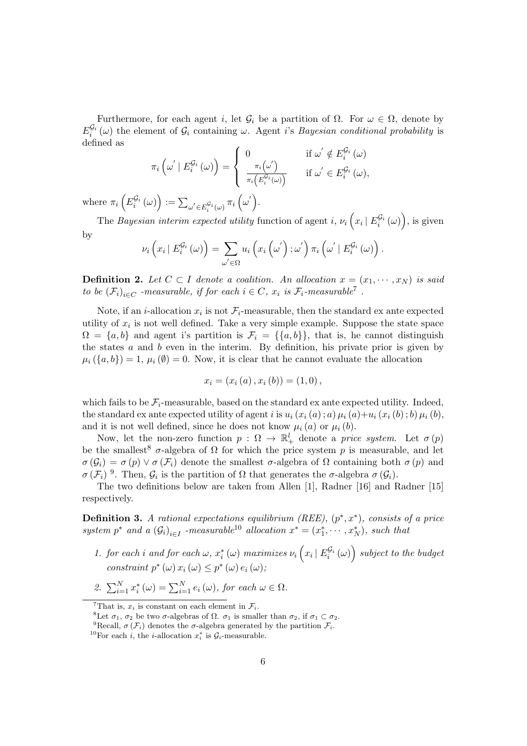Furthermore, for each agent $i$, let $\mathcal{G}_i$ be a partition of $\Omega$. For $\omega \in \Omega$, denote by $E_i^{\mathcal{G}_i}(\omega)$ the element of $\mathcal{G}_i$ containing $\omega$. Agent $i$'s *Bayesian conditional probability* is defined as

$$\pi_i\left(\omega' \mid E_i^{\mathcal{G}_i}(\omega)\right) = \begin{cases} 0 & \text{if } \omega' \notin E_i^{\mathcal{G}_i}(\omega) \\ \frac{\pi_i\left(\omega'\right)}{\pi_i\left(E_i^{\mathcal{G}_i}(\omega)\right)} & \text{if } \omega' \in E_i^{\mathcal{G}_i}(\omega), \end{cases}$$

where $\pi_i\left(E_i^{\mathcal{G}_i}(\omega)\right) := \sum_{\omega' \in E_i^{\mathcal{G}_i}(\omega)} \pi_i\left(\omega'\right)$.

The *Bayesian interim expected utility* function of agent $i$, $\nu_i\left(x_i \mid E_i^{\mathcal{G}_i}(\omega)\right)$, is given by

$$\nu_i\left(x_i \mid E_i^{\mathcal{G}_i}(\omega)\right) = \sum_{\omega' \in \Omega} u_i\left(x_i\left(\omega'\right); \omega'\right) \pi_i\left(\omega' \mid E_i^{\mathcal{G}_i}(\omega)\right).$$

**Definition 2.** *Let $C \subset I$ denote a coalition. An allocation $x = (x_1, \cdots, x_N)$ is said to be $(\mathcal{F}_i)_{i \in C}$ -measurable, if for each $i \in C$, $x_i$ is $\mathcal{F}_i$-measurable*[7] *.*

Note, if an $i$-allocation $x_i$ is not $\mathcal{F}_i$-measurable, then the standard ex ante expected utility of $x_i$ is not well defined. Take a very simple example. Suppose the state space $\Omega = \{a, b\}$ and agent i's partition is $\mathcal{F}_i = \{\{a, b\}\}$, that is, he cannot distinguish the states $a$ and $b$ even in the interim. By definition, his private prior is given by $\mu_i(\{a, b\}) = 1$, $\mu_i(\emptyset) = 0$. Now, it is clear that he cannot evaluate the allocation

$$x_i = (x_i(a), x_i(b)) = (1, 0),$$

which fails to be $\mathcal{F}_i$-measurable, based on the standard ex ante expected utility. Indeed, the standard ex ante expected utility of agent $i$ is $u_i(x_i(a); a) \mu_i(a) + u_i(x_i(b); b) \mu_i(b)$, and it is not well defined, since he does not know $\mu_i(a)$ or $\mu_i(b)$.

Now, let the non-zero function $p : \Omega \to \mathbb{R}_+^l$ denote a *price system*. Let $\sigma(p)$ be the smallest[8] $\sigma$-algebra of $\Omega$ for which the price system $p$ is measurable, and let $\sigma(\mathcal{G}_i) = \sigma(p) \vee \sigma(\mathcal{F}_i)$ denote the smallest $\sigma$-algebra of $\Omega$ containing both $\sigma(p)$ and $\sigma(\mathcal{F}_i)$ [9]. Then, $\mathcal{G}_i$ is the partition of $\Omega$ that generates the $\sigma$-algebra $\sigma(\mathcal{G}_i)$.

The two definitions below are taken from Allen [1], Radner [16] and Radner [15] respectively.

**Definition 3.** *A rational expectations equilibrium (REE), $(p^*, x^*)$, consists of a price system $p^*$ and a $(\mathcal{G}_i)_{i \in I}$ -measurable*[10] *allocation $x^* = (x_1^*, \cdots, x_N^*)$, such that*

1. *for each $i$ and for each $\omega$, $x_i^*(\omega)$ maximizes $\nu_i\left(x_i \mid E_i^{\mathcal{G}_i}(\omega)\right)$ subject to the budget constraint $p^*(\omega) x_i(\omega) \leq p^*(\omega) e_i(\omega)$;*
2. *$\sum_{i=1}^N x_i^*(\omega) = \sum_{i=1}^N e_i(\omega)$, for each $\omega \in \Omega$.*

---

[7] That is, $x_i$ is constant on each element in $\mathcal{F}_i$.

[8] Let $\sigma_1$, $\sigma_2$ be two $\sigma$-algebras of $\Omega$. $\sigma_1$ is smaller than $\sigma_2$, if $\sigma_1 \subset \sigma_2$.

[9] Recall, $\sigma(\mathcal{F}_i)$ denotes the $\sigma$-algebra generated by the partition $\mathcal{F}_i$.

[10] For each $i$, the $i$-allocation $x_i^*$ is $\mathcal{G}_i$-measurable.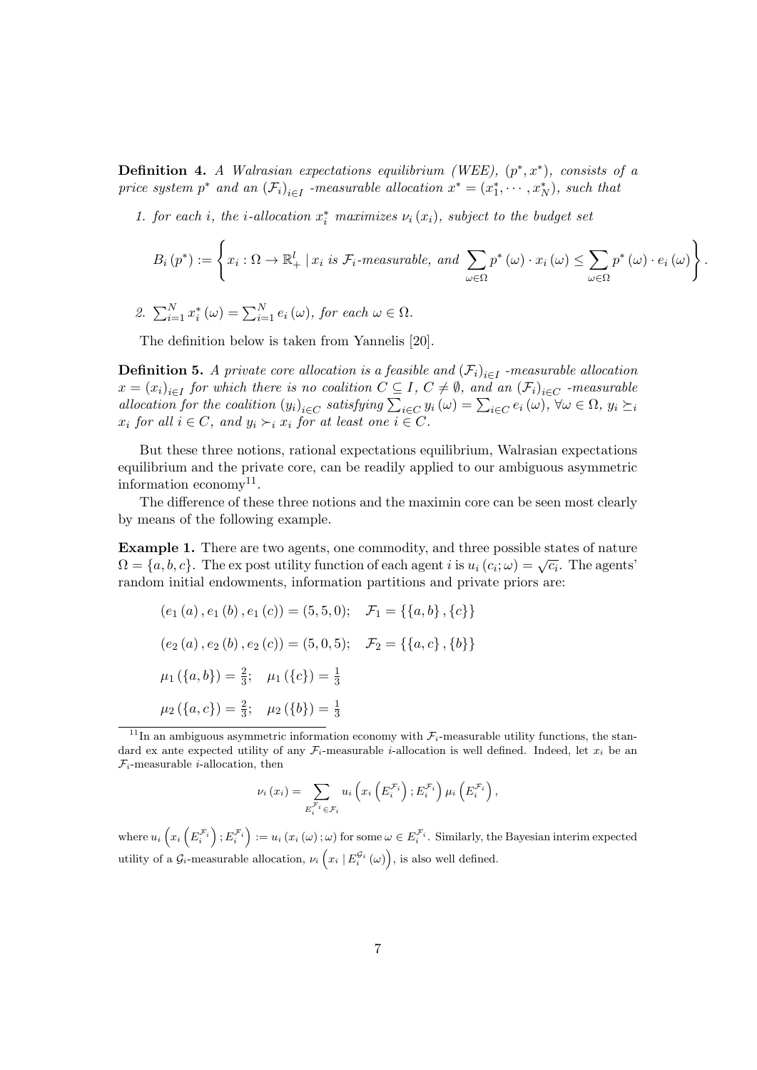**Definition 4.** *A Walrasian expectations equilibrium (WEE), $(p^*, x^*)$, consists of a price system $p^*$ and an $(\mathcal{F}_i)_{i\in I}$ -measurable allocation $x^* = (x_1^*, \cdots, x_N^*)$, such that*

1. *for each $i$, the $i$-allocation $x_i^*$ maximizes $\nu_i(x_i)$, subject to the budget set*

$$B_i(p^*) := \left\{ x_i : \Omega \to \mathbb{R}_+^l \mid x_i \text{ is } \mathcal{F}_i\text{-measurable, and } \sum_{\omega\in\Omega} p^*(\omega) \cdot x_i(\omega) \leq \sum_{\omega\in\Omega} p^*(\omega) \cdot e_i(\omega) \right\}.$$

2. $\sum_{i=1}^N x_i^*(\omega) = \sum_{i=1}^N e_i(\omega)$, *for each $\omega \in \Omega$.*

The definition below is taken from Yannelis [20].

**Definition 5.** *A private core allocation is a feasible and $(\mathcal{F}_i)_{i\in I}$ -measurable allocation $x = (x_i)_{i\in I}$ for which there is no coalition $C \subseteq I$, $C \neq \emptyset$, and an $(\mathcal{F}_i)_{i\in C}$ -measurable allocation for the coalition $(y_i)_{i\in C}$ satisfying $\sum_{i\in C} y_i(\omega) = \sum_{i\in C} e_i(\omega)$, $\forall \omega \in \Omega$, $y_i \succeq_i x_i$ for all $i \in C$, and $y_i \succ_i x_i$ for at least one $i \in C$.*

But these three notions, rational expectations equilibrium, Walrasian expectations equilibrium and the private core, can be readily applied to our ambiguous asymmetric information economy[11].

The difference of these three notions and the maximin core can be seen most clearly by means of the following example.

**Example 1.** There are two agents, one commodity, and three possible states of nature $\Omega = \{a, b, c\}$. The ex post utility function of each agent $i$ is $u_i(c_i; \omega) = \sqrt{c_i}$. The agents' random initial endowments, information partitions and private priors are:

$(e_1(a), e_1(b), e_1(c)) = (5, 5, 0)$; $\quad \mathcal{F}_1 = \{\{a, b\}, \{c\}\}$

$(e_2(a), e_2(b), e_2(c)) = (5, 0, 5)$; $\quad \mathcal{F}_2 = \{\{a, c\}, \{b\}\}$

$\mu_1(\{a, b\}) = \frac{2}{3}$; $\quad \mu_1(\{c\}) = \frac{1}{3}$

$\mu_2(\{a, c\}) = \frac{2}{3}$; $\quad \mu_2(\{b\}) = \frac{1}{3}$

---

[11] In an ambiguous asymmetric information economy with $\mathcal{F}_i$-measurable utility functions, the standard ex ante expected utility of any $\mathcal{F}_i$-measurable $i$-allocation is well defined. Indeed, let $x_i$ be an $\mathcal{F}_i$-measurable $i$-allocation, then

$$\nu_i(x_i) = \sum_{E_i^{\mathcal{F}_i} \in \mathcal{F}_i} u_i\left(x_i\left(E_i^{\mathcal{F}_i}\right); E_i^{\mathcal{F}_i}\right) \mu_i\left(E_i^{\mathcal{F}_i}\right),$$

where $u_i\left(x_i\left(E_i^{\mathcal{F}_i}\right); E_i^{\mathcal{F}_i}\right) := u_i(x_i(\omega); \omega)$ for some $\omega \in E_i^{\mathcal{F}_i}$. Similarly, the Bayesian interim expected utility of a $\mathcal{G}_i$-measurable allocation, $\nu_i\left(x_i \mid E_i^{\mathcal{G}_i}(\omega)\right)$, is also well defined.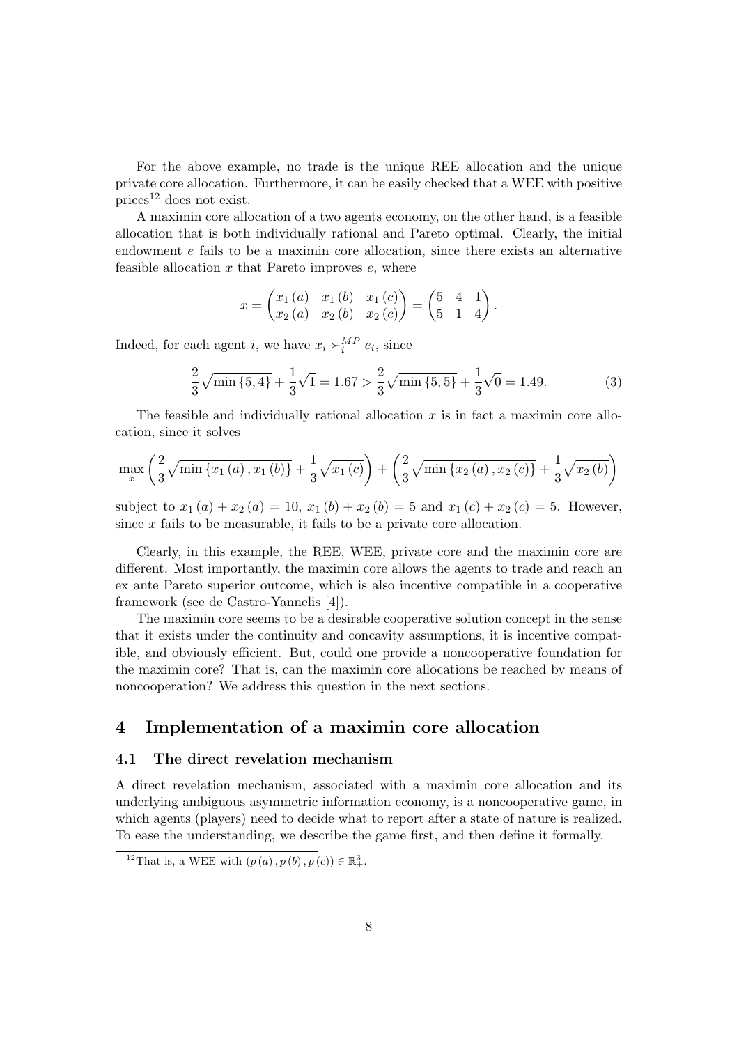For the above example, no trade is the unique REE allocation and the unique private core allocation. Furthermore, it can be easily checked that a WEE with positive prices[12] does not exist.

A maximin core allocation of a two agents economy, on the other hand, is a feasible allocation that is both individually rational and Pareto optimal. Clearly, the initial endowment $e$ fails to be a maximin core allocation, since there exists an alternative feasible allocation $x$ that Pareto improves $e$, where

$$x = \begin{pmatrix} x_1(a) & x_1(b) & x_1(c) \\ x_2(a) & x_2(b) & x_2(c) \end{pmatrix} = \begin{pmatrix} 5 & 4 & 1 \\ 5 & 1 & 4 \end{pmatrix}.$$

Indeed, for each agent $i$, we have $x_i \succ_i^{MP} e_i$, since

$$\frac{2}{3}\sqrt{\min\{5,4\}} + \frac{1}{3}\sqrt{1} = 1.67 > \frac{2}{3}\sqrt{\min\{5,5\}} + \frac{1}{3}\sqrt{0} = 1.49. \tag{3}$$

The feasible and individually rational allocation $x$ is in fact a maximin core allocation, since it solves

$$\max_x \left(\frac{2}{3}\sqrt{\min\{x_1(a), x_1(b)\}} + \frac{1}{3}\sqrt{x_1(c)}\right) + \left(\frac{2}{3}\sqrt{\min\{x_2(a), x_2(c)\}} + \frac{1}{3}\sqrt{x_2(b)}\right)$$

subject to $x_1(a) + x_2(a) = 10$, $x_1(b) + x_2(b) = 5$ and $x_1(c) + x_2(c) = 5$. However, since $x$ fails to be measurable, it fails to be a private core allocation.

Clearly, in this example, the REE, WEE, private core and the maximin core are different. Most importantly, the maximin core allows the agents to trade and reach an ex ante Pareto superior outcome, which is also incentive compatible in a cooperative framework (see de Castro-Yannelis [4]).

The maximin core seems to be a desirable cooperative solution concept in the sense that it exists under the continuity and concavity assumptions, it is incentive compatible, and obviously efficient. But, could one provide a noncooperative foundation for the maximin core? That is, can the maximin core allocations be reached by means of noncooperation? We address this question in the next sections.

# 4 Implementation of a maximin core allocation

## 4.1 The direct revelation mechanism

A direct revelation mechanism, associated with a maximin core allocation and its underlying ambiguous asymmetric information economy, is a noncooperative game, in which agents (players) need to decide what to report after a state of nature is realized. To ease the understanding, we describe the game first, and then define it formally.

[12] That is, a WEE with $(p(a), p(b), p(c)) \in \mathbb{R}_+^3$.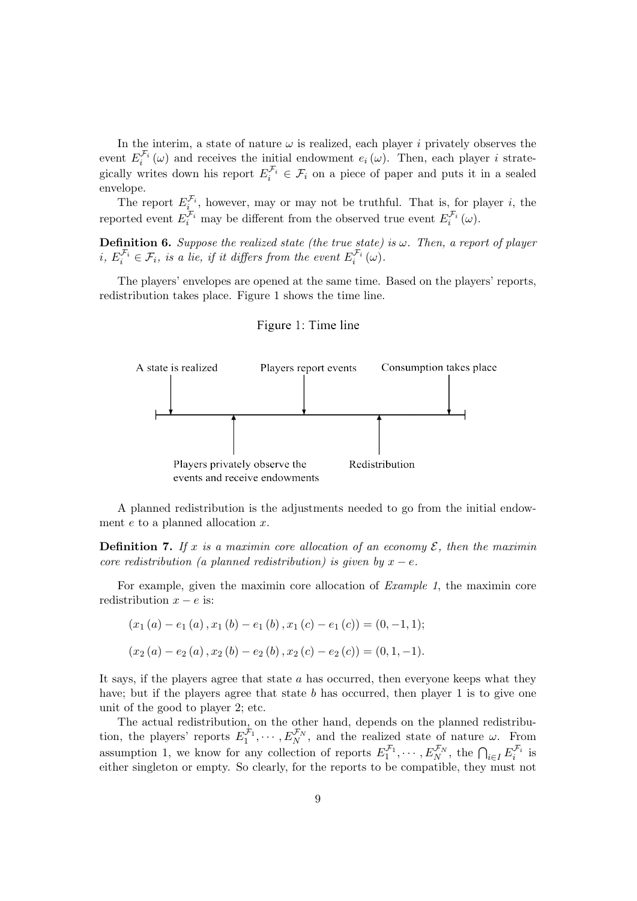In the interim, a state of nature $\omega$ is realized, each player $i$ privately observes the event $E_i^{\mathcal{F}_i}(\omega)$ and receives the initial endowment $e_i(\omega)$. Then, each player $i$ strategically writes down his report $E_i^{\mathcal{F}_i} \in \mathcal{F}_i$ on a piece of paper and puts it in a sealed envelope.

The report $E_i^{\mathcal{F}_i}$, however, may or may not be truthful. That is, for player $i$, the reported event $E_i^{\mathcal{F}_i}$ may be different from the observed true event $E_i^{\mathcal{F}_i}(\omega)$.

**Definition 6.** *Suppose the realized state (the true state) is $\omega$. Then, a report of player $i$, $E_i^{\mathcal{F}_i} \in \mathcal{F}_i$, is a lie, if it differs from the event $E_i^{\mathcal{F}_i}(\omega)$.*

The players' envelopes are opened at the same time. Based on the players' reports, redistribution takes place. Figure 1 shows the time line.

Figure 1: Time line

A state is realized — Players privately observe the events and receive endowments — Players report events — Redistribution — Consumption takes place

A planned redistribution is the adjustments needed to go from the initial endowment $e$ to a planned allocation $x$.

**Definition 7.** *If $x$ is a maximin core allocation of an economy $\mathcal{E}$, then the maximin core redistribution (a planned redistribution) is given by $x - e$.*

For example, given the maximin core allocation of *Example 1*, the maximin core redistribution $x - e$ is:

$$(x_1(a) - e_1(a), x_1(b) - e_1(b), x_1(c) - e_1(c)) = (0, -1, 1);$$

$$(x_2(a) - e_2(a), x_2(b) - e_2(b), x_2(c) - e_2(c)) = (0, 1, -1).$$

It says, if the players agree that state $a$ has occurred, then everyone keeps what they have; but if the players agree that state $b$ has occurred, then player 1 is to give one unit of the good to player 2; etc.

The actual redistribution, on the other hand, depends on the planned redistribution, the players' reports $E_1^{\mathcal{F}_1}, \cdots, E_N^{\mathcal{F}_N}$, and the realized state of nature $\omega$. From assumption 1, we know for any collection of reports $E_1^{\mathcal{F}_1}, \cdots, E_N^{\mathcal{F}_N}$, the $\bigcap_{i \in I} E_i^{\mathcal{F}_i}$ is either singleton or empty. So clearly, for the reports to be compatible, they must not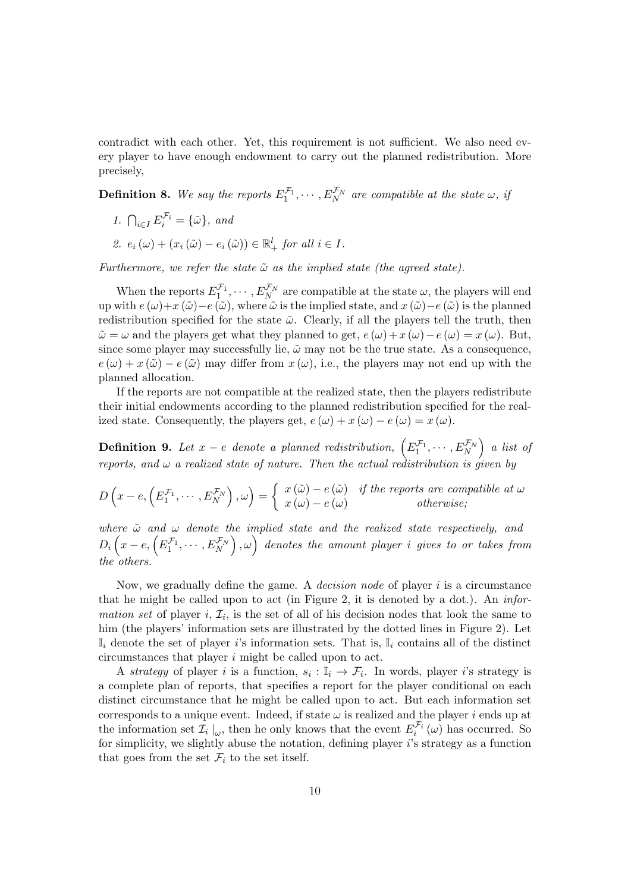contradict with each other. Yet, this requirement is not sufficient. We also need every player to have enough endowment to carry out the planned redistribution. More precisely,

**Definition 8.** *We say the reports $E_1^{\mathcal{F}_1}, \cdots, E_N^{\mathcal{F}_N}$ are compatible at the state $\omega$, if*

1. $\bigcap_{i \in I} E_i^{\mathcal{F}_i} = \{\tilde{\omega}\}$, *and*
2. $e_i(\omega) + (x_i(\tilde{\omega}) - e_i(\tilde{\omega})) \in \mathbb{R}_+^l$ *for all* $i \in I$.

*Furthermore, we refer the state $\tilde{\omega}$ as the implied state (the agreed state).*

When the reports $E_1^{\mathcal{F}_1}, \cdots, E_N^{\mathcal{F}_N}$ are compatible at the state $\omega$, the players will end up with $e(\omega) + x(\tilde{\omega}) - e(\tilde{\omega})$, where $\tilde{\omega}$ is the implied state, and $x(\tilde{\omega}) - e(\tilde{\omega})$ is the planned redistribution specified for the state $\tilde{\omega}$. Clearly, if all the players tell the truth, then $\tilde{\omega} = \omega$ and the players get what they planned to get, $e(\omega) + x(\omega) - e(\omega) = x(\omega)$. But, since some player may successfully lie, $\tilde{\omega}$ may not be the true state. As a consequence, $e(\omega) + x(\tilde{\omega}) - e(\tilde{\omega})$ may differ from $x(\omega)$, i.e., the players may not end up with the planned allocation.

If the reports are not compatible at the realized state, then the players redistribute their initial endowments according to the planned redistribution specified for the realized state. Consequently, the players get, $e(\omega) + x(\omega) - e(\omega) = x(\omega)$.

**Definition 9.** *Let $x - e$ denote a planned redistribution, $\left(E_1^{\mathcal{F}_1}, \cdots, E_N^{\mathcal{F}_N}\right)$ a list of reports, and $\omega$ a realized state of nature. Then the actual redistribution is given by*

$$D\left(x - e, \left(E_1^{\mathcal{F}_1}, \cdots, E_N^{\mathcal{F}_N}\right), \omega\right) = \begin{cases} x(\tilde{\omega}) - e(\tilde{\omega}) & \text{if the reports are compatible at } \omega \\ x(\omega) - e(\omega) & \text{otherwise;} \end{cases}$$

*where $\tilde{\omega}$ and $\omega$ denote the implied state and the realized state respectively, and $D_i\left(x - e, \left(E_1^{\mathcal{F}_1}, \cdots, E_N^{\mathcal{F}_N}\right), \omega\right)$ denotes the amount player $i$ gives to or takes from the others.*

Now, we gradually define the game. A *decision node* of player $i$ is a circumstance that he might be called upon to act (in Figure 2, it is denoted by a dot.). An *information set* of player $i$, $\mathcal{I}_i$, is the set of all of his decision nodes that look the same to him (the players' information sets are illustrated by the dotted lines in Figure 2). Let $\mathbb{I}_i$ denote the set of player $i$'s information sets. That is, $\mathbb{I}_i$ contains all of the distinct circumstances that player $i$ might be called upon to act.

A *strategy* of player $i$ is a function, $s_i : \mathbb{I}_i \to \mathcal{F}_i$. In words, player $i$'s strategy is a complete plan of reports, that specifies a report for the player conditional on each distinct circumstance that he might be called upon to act. But each information set corresponds to a unique event. Indeed, if state $\omega$ is realized and the player $i$ ends up at the information set $\mathcal{I}_i|_{\omega}$, then he only knows that the event $E_i^{\mathcal{F}_i}(\omega)$ has occurred. So for simplicity, we slightly abuse the notation, defining player $i$'s strategy as a function that goes from the set $\mathcal{F}_i$ to the set itself.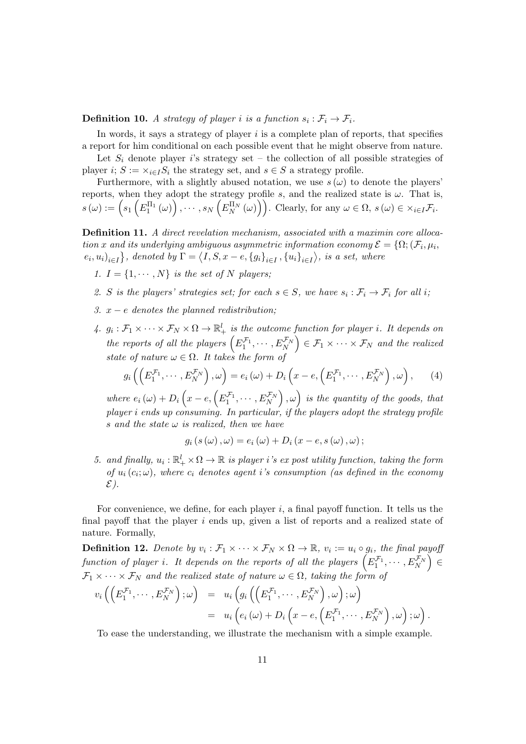**Definition 10.** *A strategy of player $i$ is a function $s_i : \mathcal{F}_i \to \mathcal{F}_i$.*

In words, it says a strategy of player $i$ is a complete plan of reports, that specifies a report for him conditional on each possible event that he might observe from nature.

Let $S_i$ denote player $i$'s strategy set – the collection of all possible strategies of player $i$; $S := \times_{i \in I} S_i$ the strategy set, and $s \in S$ a strategy profile.

Furthermore, with a slightly abused notation, we use $s(\omega)$ to denote the players' reports, when they adopt the strategy profile $s$, and the realized state is $\omega$. That is, $s(\omega) := \left( s_1 \left( E_1^{\Pi_1}(\omega) \right), \cdots, s_N \left( E_N^{\Pi_N}(\omega) \right) \right)$. Clearly, for any $\omega \in \Omega$, $s(\omega) \in \times_{i \in I} \mathcal{F}_i$.

**Definition 11.** *A direct revelation mechanism, associated with a maximin core allocation $x$ and its underlying ambiguous asymmetric information economy $\mathcal{E} = \{\Omega; (\mathcal{F}_i, \mu_i, e_i, u_i)_{i \in I}\}$, denoted by $\Gamma = \langle I, S, x - e, \{g_i\}_{i \in I}, \{u_i\}_{i \in I} \rangle$, is a set, where*

1. *$I = \{1, \cdots, N\}$ is the set of $N$ players;*
2. *$S$ is the players' strategies set; for each $s \in S$, we have $s_i : \mathcal{F}_i \to \mathcal{F}_i$ for all $i$;*
3. *$x - e$ denotes the planned redistribution;*
4. *$g_i : \mathcal{F}_1 \times \cdots \times \mathcal{F}_N \times \Omega \to \mathbb{R}_+^l$ is the outcome function for player $i$. It depends on the reports of all the players $\left( E_1^{\mathcal{F}_1}, \cdots, E_N^{\mathcal{F}_N} \right) \in \mathcal{F}_1 \times \cdots \times \mathcal{F}_N$ and the realized state of nature $\omega \in \Omega$. It takes the form of*
$$g_i \left( \left( E_1^{\mathcal{F}_1}, \cdots, E_N^{\mathcal{F}_N} \right), \omega \right) = e_i(\omega) + D_i \left( x - e, \left( E_1^{\mathcal{F}_1}, \cdots, E_N^{\mathcal{F}_N} \right), \omega \right), \qquad (4)$$
*where $e_i(\omega) + D_i \left( x - e, \left( E_1^{\mathcal{F}_1}, \cdots, E_N^{\mathcal{F}_N} \right), \omega \right)$ is the quantity of the goods, that player $i$ ends up consuming. In particular, if the players adopt the strategy profile $s$ and the state $\omega$ is realized, then we have*
$$g_i(s(\omega), \omega) = e_i(\omega) + D_i(x - e, s(\omega), \omega);$$
5. *and finally, $u_i : \mathbb{R}_+^l \times \Omega \to \mathbb{R}$ is player $i$'s ex post utility function, taking the form of $u_i(c_i; \omega)$, where $c_i$ denotes agent $i$'s consumption (as defined in the economy $\mathcal{E}$).*

For convenience, we define, for each player $i$, a final payoff function. It tells us the final payoff that the player $i$ ends up, given a list of reports and a realized state of nature. Formally,

**Definition 12.** *Denote by $v_i : \mathcal{F}_1 \times \cdots \times \mathcal{F}_N \times \Omega \to \mathbb{R}$, $v_i := u_i \circ g_i$, the final payoff function of player $i$. It depends on the reports of all the players $\left( E_1^{\mathcal{F}_1}, \cdots, E_N^{\mathcal{F}_N} \right) \in \mathcal{F}_1 \times \cdots \times \mathcal{F}_N$ and the realized state of nature $\omega \in \Omega$, taking the form of*
$$\begin{aligned}
v_i \left( \left( E_1^{\mathcal{F}_1}, \cdots, E_N^{\mathcal{F}_N} \right); \omega \right) &= u_i \left( g_i \left( \left( E_1^{\mathcal{F}_1}, \cdots, E_N^{\mathcal{F}_N} \right), \omega \right); \omega \right) \\
&= u_i \left( e_i(\omega) + D_i \left( x - e, \left( E_1^{\mathcal{F}_1}, \cdots, E_N^{\mathcal{F}_N} \right), \omega \right); \omega \right).
\end{aligned}$$

To ease the understanding, we illustrate the mechanism with a simple example.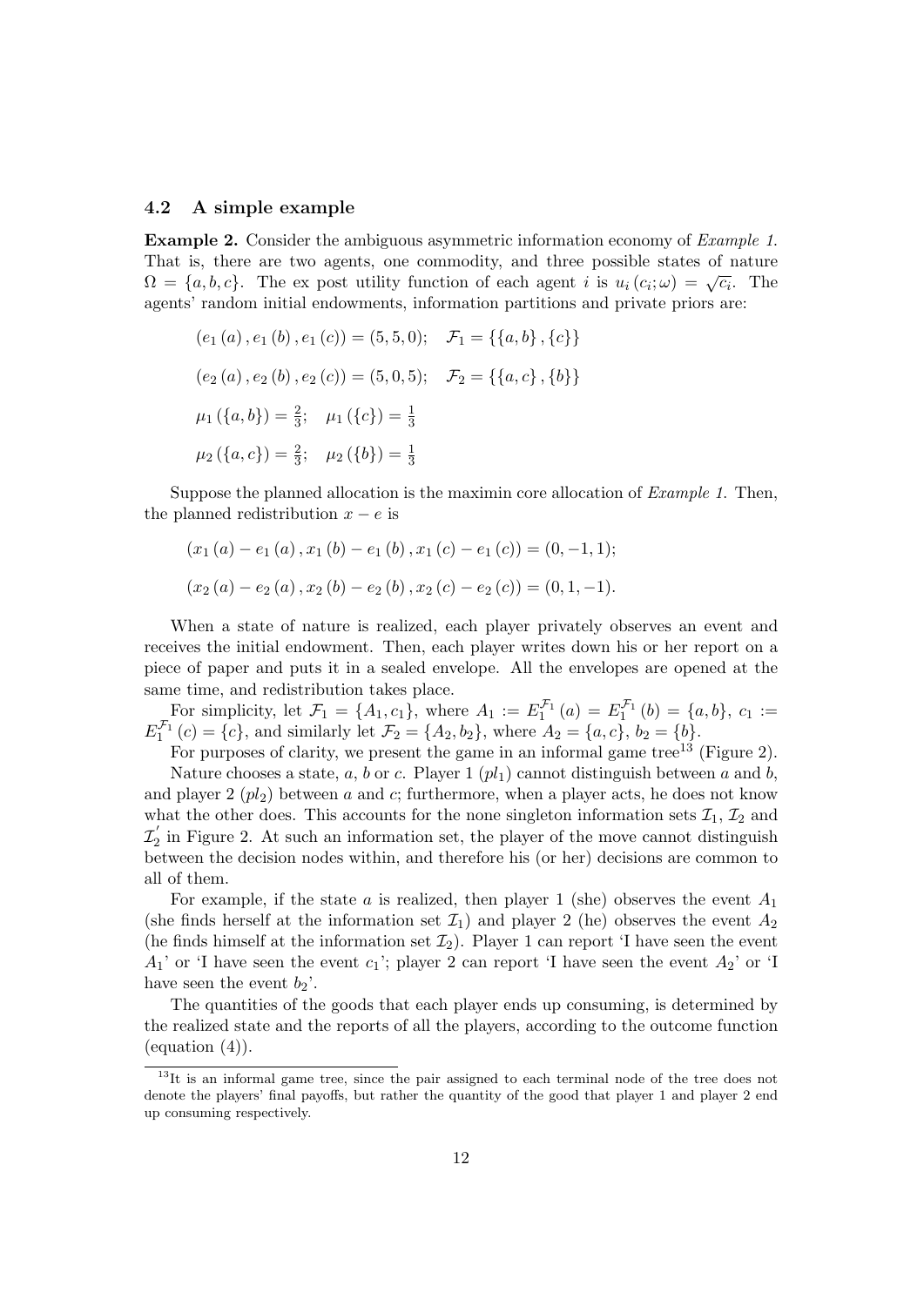### 4.2 A simple example

**Example 2.** Consider the ambiguous asymmetric information economy of *Example 1.* That is, there are two agents, one commodity, and three possible states of nature $\Omega = \{a, b, c\}$. The ex post utility function of each agent $i$ is $u_i(c_i; \omega) = \sqrt{c_i}$. The agents' random initial endowments, information partitions and private priors are:

$$(e_1(a), e_1(b), e_1(c)) = (5, 5, 0); \quad \mathcal{F}_1 = \{\{a, b\}, \{c\}\}$$

$$(e_2(a), e_2(b), e_2(c)) = (5, 0, 5); \quad \mathcal{F}_2 = \{\{a, c\}, \{b\}\}$$

$$\mu_1(\{a, b\}) = \tfrac{2}{3}; \quad \mu_1(\{c\}) = \tfrac{1}{3}$$

$$\mu_2(\{a, c\}) = \tfrac{2}{3}; \quad \mu_2(\{b\}) = \tfrac{1}{3}$$

Suppose the planned allocation is the maximin core allocation of *Example 1.* Then, the planned redistribution $x - e$ is

$$(x_1(a) - e_1(a), x_1(b) - e_1(b), x_1(c) - e_1(c)) = (0, -1, 1);$$

$$(x_2(a) - e_2(a), x_2(b) - e_2(b), x_2(c) - e_2(c)) = (0, 1, -1).$$

When a state of nature is realized, each player privately observes an event and receives the initial endowment. Then, each player writes down his or her report on a piece of paper and puts it in a sealed envelope. All the envelopes are opened at the same time, and redistribution takes place.

For simplicity, let $\mathcal{F}_1 = \{A_1, c_1\}$, where $A_1 := E_1^{\mathcal{F}_1}(a) = E_1^{\mathcal{F}_1}(b) = \{a, b\}$, $c_1 := E_1^{\mathcal{F}_1}(c) = \{c\}$, and similarly let $\mathcal{F}_2 = \{A_2, b_2\}$, where $A_2 = \{a, c\}$, $b_2 = \{b\}$.

For purposes of clarity, we present the game in an informal game tree[13] (Figure 2).

Nature chooses a state, $a$, $b$ or $c$. Player 1 ($pl_1$) cannot distinguish between $a$ and $b$, and player 2 ($pl_2$) between $a$ and $c$; furthermore, when a player acts, he does not know what the other does. This accounts for the none singleton information sets $\mathcal{I}_1$, $\mathcal{I}_2$ and $\mathcal{I}_2^{'}$ in Figure 2. At such an information set, the player of the move cannot distinguish between the decision nodes within, and therefore his (or her) decisions are common to all of them.

For example, if the state $a$ is realized, then player 1 (she) observes the event $A_1$ (she finds herself at the information set $\mathcal{I}_1$) and player 2 (he) observes the event $A_2$ (he finds himself at the information set $\mathcal{I}_2$). Player 1 can report 'I have seen the event $A_1$' or 'I have seen the event $c_1$'; player 2 can report 'I have seen the event $A_2$' or 'I have seen the event $b_2$'.

The quantities of the goods that each player ends up consuming, is determined by the realized state and the reports of all the players, according to the outcome function (equation (4)).

[13] It is an informal game tree, since the pair assigned to each terminal node of the tree does not denote the players' final payoffs, but rather the quantity of the good that player 1 and player 2 end up consuming respectively.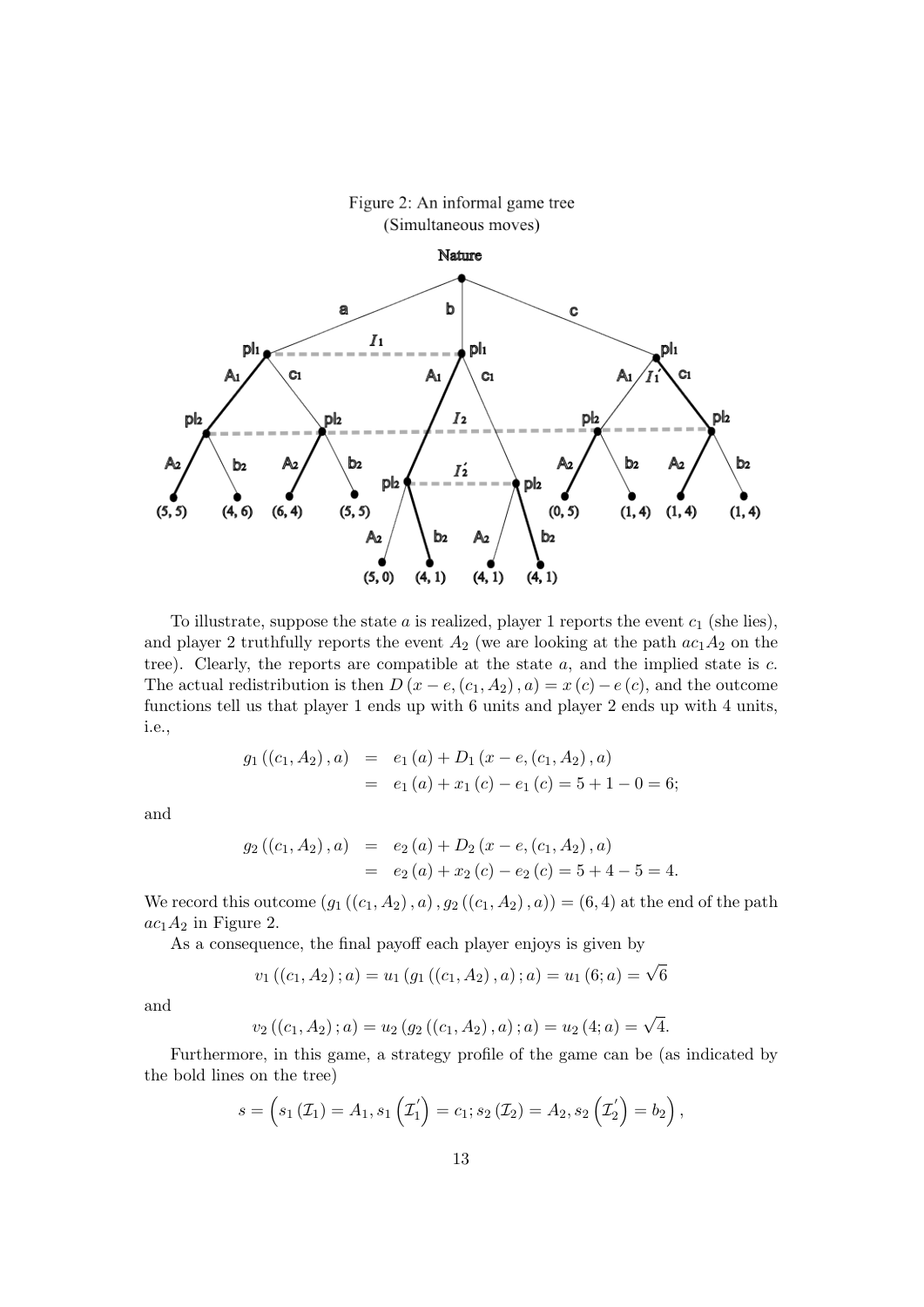Figure 2: An informal game tree
(Simultaneous moves)

To illustrate, suppose the state $a$ is realized, player 1 reports the event $c_1$ (she lies), and player 2 truthfully reports the event $A_2$ (we are looking at the path $ac_1A_2$ on the tree). Clearly, the reports are compatible at the state $a$, and the implied state is $c$. The actual redistribution is then $D(x-e,(c_1,A_2),a) = x(c) - e(c)$, and the outcome functions tell us that player 1 ends up with 6 units and player 2 ends up with 4 units, i.e.,

$$
\begin{aligned}
g_1((c_1,A_2),a) &= e_1(a) + D_1(x-e,(c_1,A_2),a) \\
&= e_1(a) + x_1(c) - e_1(c) = 5 + 1 - 0 = 6;
\end{aligned}
$$

and

$$
\begin{aligned}
g_2((c_1,A_2),a) &= e_2(a) + D_2(x-e,(c_1,A_2),a) \\
&= e_2(a) + x_2(c) - e_2(c) = 5 + 4 - 5 = 4.
\end{aligned}
$$

We record this outcome $(g_1((c_1,A_2),a), g_2((c_1,A_2),a)) = (6,4)$ at the end of the path $ac_1A_2$ in Figure 2.

As a consequence, the final payoff each player enjoys is given by

$$
v_1((c_1,A_2);a) = u_1(g_1((c_1,A_2),a);a) = u_1(6;a) = \sqrt{6}
$$

and

$$
v_2((c_1,A_2);a) = u_2(g_2((c_1,A_2),a);a) = u_2(4;a) = \sqrt{4}.
$$

Furthermore, in this game, a strategy profile of the game can be (as indicated by the bold lines on the tree)

$$
s = \left(s_1(\mathcal{I}_1) = A_1, s_1\left(\mathcal{I}_1^{'}\right) = c_1; s_2(\mathcal{I}_2) = A_2, s_2\left(\mathcal{I}_2^{'}\right) = b_2\right),
$$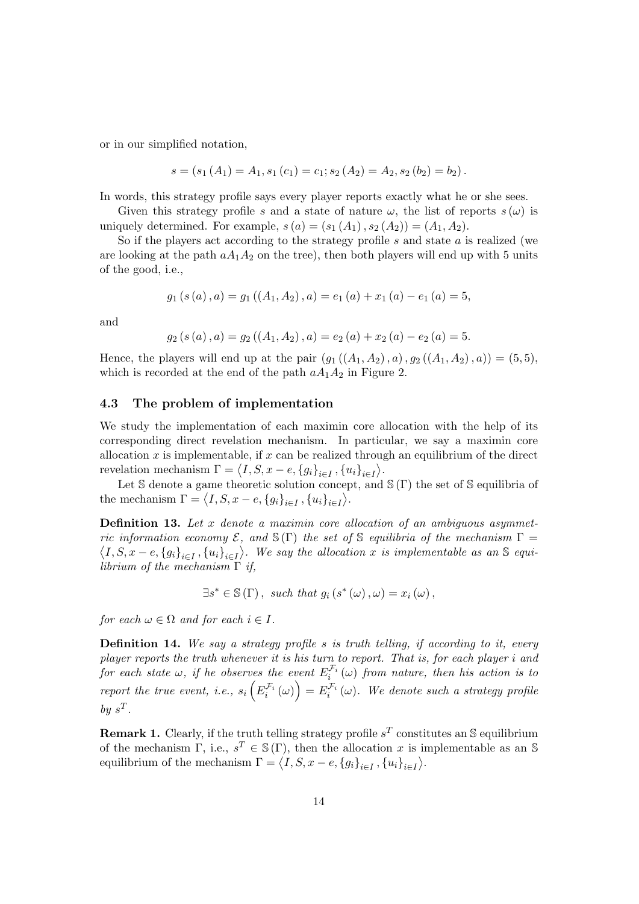or in our simplified notation,

$$s = (s_1(A_1) = A_1, s_1(c_1) = c_1; s_2(A_2) = A_2, s_2(b_2) = b_2).$$

In words, this strategy profile says every player reports exactly what he or she sees.

Given this strategy profile $s$ and a state of nature $\omega$, the list of reports $s(\omega)$ is uniquely determined. For example, $s(a) = (s_1(A_1), s_2(A_2)) = (A_1, A_2)$.

So if the players act according to the strategy profile $s$ and state $a$ is realized (we are looking at the path $aA_1A_2$ on the tree), then both players will end up with 5 units of the good, i.e.,

$$g_1(s(a), a) = g_1((A_1, A_2), a) = e_1(a) + x_1(a) - e_1(a) = 5,$$

and

$$g_2(s(a), a) = g_2((A_1, A_2), a) = e_2(a) + x_2(a) - e_2(a) = 5.$$

Hence, the players will end up at the pair $(g_1((A_1, A_2), a), g_2((A_1, A_2), a)) = (5, 5)$, which is recorded at the end of the path $aA_1A_2$ in Figure 2.

### 4.3 The problem of implementation

We study the implementation of each maximin core allocation with the help of its corresponding direct revelation mechanism. In particular, we say a maximin core allocation $x$ is implementable, if $x$ can be realized through an equilibrium of the direct revelation mechanism $\Gamma = \langle I, S, x - e, \{g_i\}_{i \in I}, \{u_i\}_{i \in I} \rangle$.

Let $\mathbb{S}$ denote a game theoretic solution concept, and $\mathbb{S}(\Gamma)$ the set of $\mathbb{S}$ equilibria of the mechanism $\Gamma = \langle I, S, x - e, \{g_i\}_{i \in I}, \{u_i\}_{i \in I} \rangle$.

**Definition 13.** *Let $x$ denote a maximin core allocation of an ambiguous asymmetric information economy $\mathcal{E}$, and $\mathbb{S}(\Gamma)$ the set of $\mathbb{S}$ equilibria of the mechanism $\Gamma = \langle I, S, x - e, \{g_i\}_{i \in I}, \{u_i\}_{i \in I} \rangle$. We say the allocation $x$ is implementable as an $\mathbb{S}$ equilibrium of the mechanism $\Gamma$ if,*

$$\exists s^* \in \mathbb{S}(\Gamma), \text{ such that } g_i(s^*(\omega), \omega) = x_i(\omega),$$

*for each $\omega \in \Omega$ and for each $i \in I$.*

**Definition 14.** *We say a strategy profile $s$ is truth telling, if according to it, every player reports the truth whenever it is his turn to report. That is, for each player $i$ and for each state $\omega$, if he observes the event $E_i^{\mathcal{F}_i}(\omega)$ from nature, then his action is to report the true event, i.e., $s_i\left(E_i^{\mathcal{F}_i}(\omega)\right) = E_i^{\mathcal{F}_i}(\omega)$. We denote such a strategy profile by $s^T$.*

**Remark 1.** Clearly, if the truth telling strategy profile $s^T$ constitutes an $\mathbb{S}$ equilibrium of the mechanism $\Gamma$, i.e., $s^T \in \mathbb{S}(\Gamma)$, then the allocation $x$ is implementable as an $\mathbb{S}$ equilibrium of the mechanism $\Gamma = \langle I, S, x - e, \{g_i\}_{i \in I}, \{u_i\}_{i \in I} \rangle$.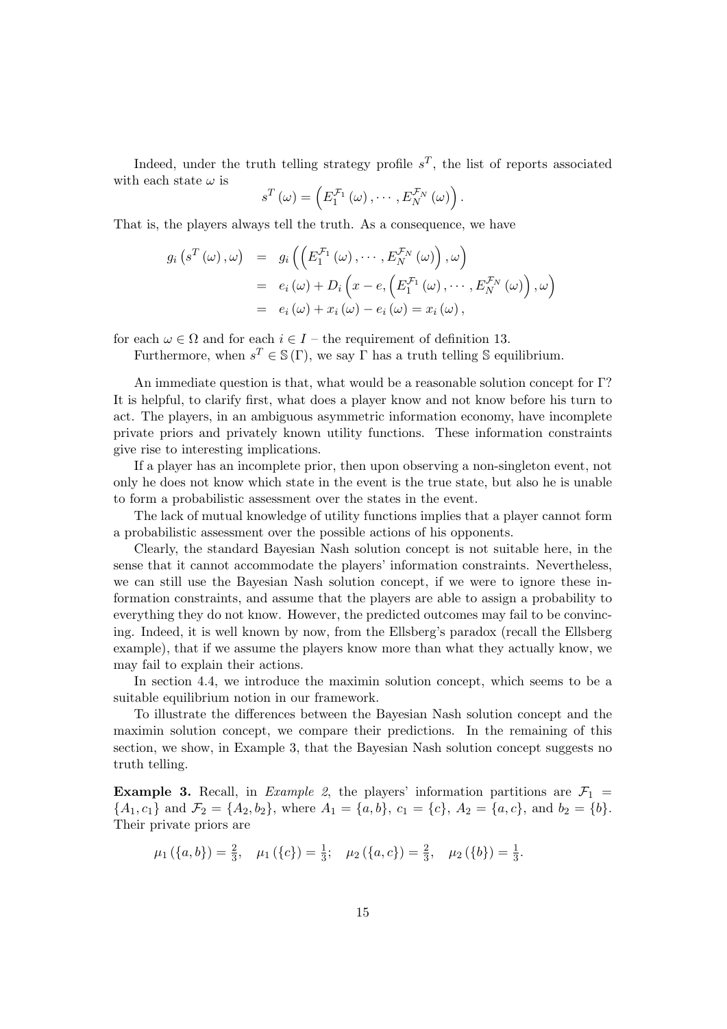Indeed, under the truth telling strategy profile $s^T$, the list of reports associated with each state $\omega$ is

$$s^T(\omega) = \left(E_1^{\mathcal{F}_1}(\omega), \cdots, E_N^{\mathcal{F}_N}(\omega)\right).$$

That is, the players always tell the truth. As a consequence, we have

$$\begin{aligned}
g_i\left(s^T(\omega), \omega\right) &= g_i\left(\left(E_1^{\mathcal{F}_1}(\omega), \cdots, E_N^{\mathcal{F}_N}(\omega)\right), \omega\right) \\
&= e_i(\omega) + D_i\left(x - e, \left(E_1^{\mathcal{F}_1}(\omega), \cdots, E_N^{\mathcal{F}_N}(\omega)\right), \omega\right) \\
&= e_i(\omega) + x_i(\omega) - e_i(\omega) = x_i(\omega),
\end{aligned}$$

for each $\omega \in \Omega$ and for each $i \in I$ – the requirement of definition 13.

Furthermore, when $s^T \in \mathbb{S}(\Gamma)$, we say $\Gamma$ has a truth telling $\mathbb{S}$ equilibrium.

An immediate question is that, what would be a reasonable solution concept for $\Gamma$? It is helpful, to clarify first, what does a player know and not know before his turn to act. The players, in an ambiguous asymmetric information economy, have incomplete private priors and privately known utility functions. These information constraints give rise to interesting implications.

If a player has an incomplete prior, then upon observing a non-singleton event, not only he does not know which state in the event is the true state, but also he is unable to form a probabilistic assessment over the states in the event.

The lack of mutual knowledge of utility functions implies that a player cannot form a probabilistic assessment over the possible actions of his opponents.

Clearly, the standard Bayesian Nash solution concept is not suitable here, in the sense that it cannot accommodate the players' information constraints. Nevertheless, we can still use the Bayesian Nash solution concept, if we were to ignore these information constraints, and assume that the players are able to assign a probability to everything they do not know. However, the predicted outcomes may fail to be convincing. Indeed, it is well known by now, from the Ellsberg's paradox (recall the Ellsberg example), that if we assume the players know more than what they actually know, we may fail to explain their actions.

In section 4.4, we introduce the maximin solution concept, which seems to be a suitable equilibrium notion in our framework.

To illustrate the differences between the Bayesian Nash solution concept and the maximin solution concept, we compare their predictions. In the remaining of this section, we show, in Example 3, that the Bayesian Nash solution concept suggests no truth telling.

**Example 3.** Recall, in *Example 2*, the players' information partitions are $\mathcal{F}_1 = \{A_1, c_1\}$ and $\mathcal{F}_2 = \{A_2, b_2\}$, where $A_1 = \{a, b\}$, $c_1 = \{c\}$, $A_2 = \{a, c\}$, and $b_2 = \{b\}$. Their private priors are

$$\mu_1(\{a, b\}) = \tfrac{2}{3}, \quad \mu_1(\{c\}) = \tfrac{1}{3}; \quad \mu_2(\{a, c\}) = \tfrac{2}{3}, \quad \mu_2(\{b\}) = \tfrac{1}{3}.$$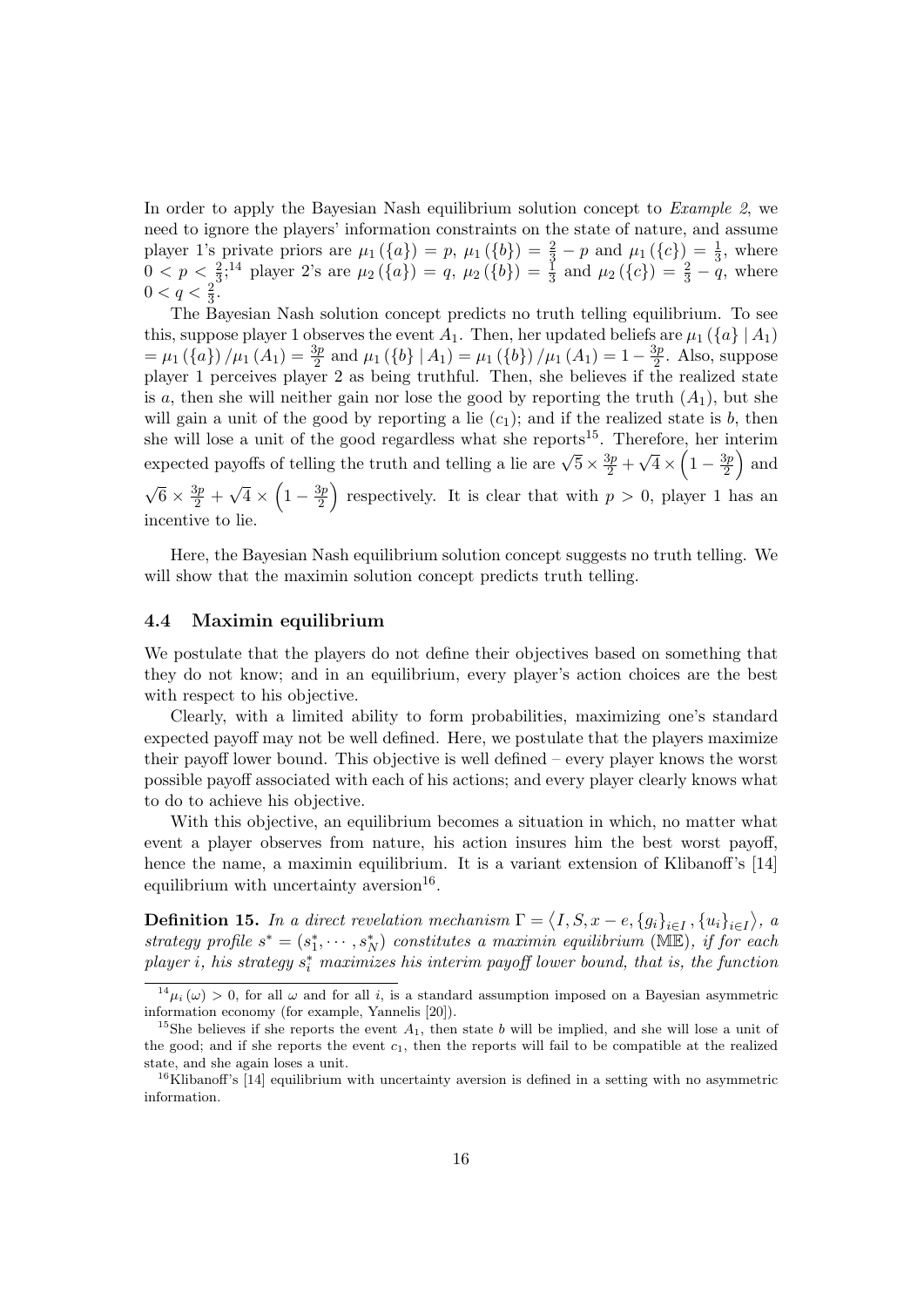In order to apply the Bayesian Nash equilibrium solution concept to *Example 2*, we need to ignore the players' information constraints on the state of nature, and assume player 1's private priors are $\mu_1(\{a\}) = p$, $\mu_1(\{b\}) = \frac{2}{3} - p$ and $\mu_1(\{c\}) = \frac{1}{3}$, where $0 < p < \frac{2}{3}$;[14] player 2's are $\mu_2(\{a\}) = q$, $\mu_2(\{b\}) = \frac{1}{3}$ and $\mu_2(\{c\}) = \frac{2}{3} - q$, where $0 < q < \frac{2}{3}$.

The Bayesian Nash solution concept predicts no truth telling equilibrium. To see this, suppose player 1 observes the event $A_1$. Then, her updated beliefs are $\mu_1(\{a\} \mid A_1) = \mu_1(\{a\}) / \mu_1(A_1) = \frac{3p}{2}$ and $\mu_1(\{b\} \mid A_1) = \mu_1(\{b\}) / \mu_1(A_1) = 1 - \frac{3p}{2}$. Also, suppose player 1 perceives player 2 as being truthful. Then, she believes if the realized state is $a$, then she will neither gain nor lose the good by reporting the truth ($A_1$), but she will gain a unit of the good by reporting a lie ($c_1$); and if the realized state is $b$, then she will lose a unit of the good regardless what she reports[15]. Therefore, her interim expected payoffs of telling the truth and telling a lie are $\sqrt{5} \times \frac{3p}{2} + \sqrt{4} \times \left(1 - \frac{3p}{2}\right)$ and $\sqrt{6} \times \frac{3p}{2} + \sqrt{4} \times \left(1 - \frac{3p}{2}\right)$ respectively. It is clear that with $p > 0$, player 1 has an incentive to lie.

Here, the Bayesian Nash equilibrium solution concept suggests no truth telling. We will show that the maximin solution concept predicts truth telling.

### 4.4 Maximin equilibrium

We postulate that the players do not define their objectives based on something that they do not know; and in an equilibrium, every player's action choices are the best with respect to his objective.

Clearly, with a limited ability to form probabilities, maximizing one's standard expected payoff may not be well defined. Here, we postulate that the players maximize their payoff lower bound. This objective is well defined – every player knows the worst possible payoff associated with each of his actions; and every player clearly knows what to do to achieve his objective.

With this objective, an equilibrium becomes a situation in which, no matter what event a player observes from nature, his action insures him the best worst payoff, hence the name, a maximin equilibrium. It is a variant extension of Klibanoff's [14] equilibrium with uncertainty aversion[16].

**Definition 15.** *In a direct revelation mechanism $\Gamma = \left\langle I, S, x - e, \{g_i\}_{i \in I}, \{u_i\}_{i \in I} \right\rangle$, a strategy profile $s^* = (s_1^*, \cdots, s_N^*)$ constitutes a maximin equilibrium ($\mathbb{ME}$), if for each player $i$, his strategy $s_i^*$ maximizes his interim payoff lower bound, that is, the function*

---

[14] $\mu_i(\omega) > 0$, for all $\omega$ and for all $i$, is a standard assumption imposed on a Bayesian asymmetric information economy (for example, Yannelis [20]).

[15] She believes if she reports the event $A_1$, then state $b$ will be implied, and she will lose a unit of the good; and if she reports the event $c_1$, then the reports will fail to be compatible at the realized state, and she again loses a unit.

[16] Klibanoff's [14] equilibrium with uncertainty aversion is defined in a setting with no asymmetric information.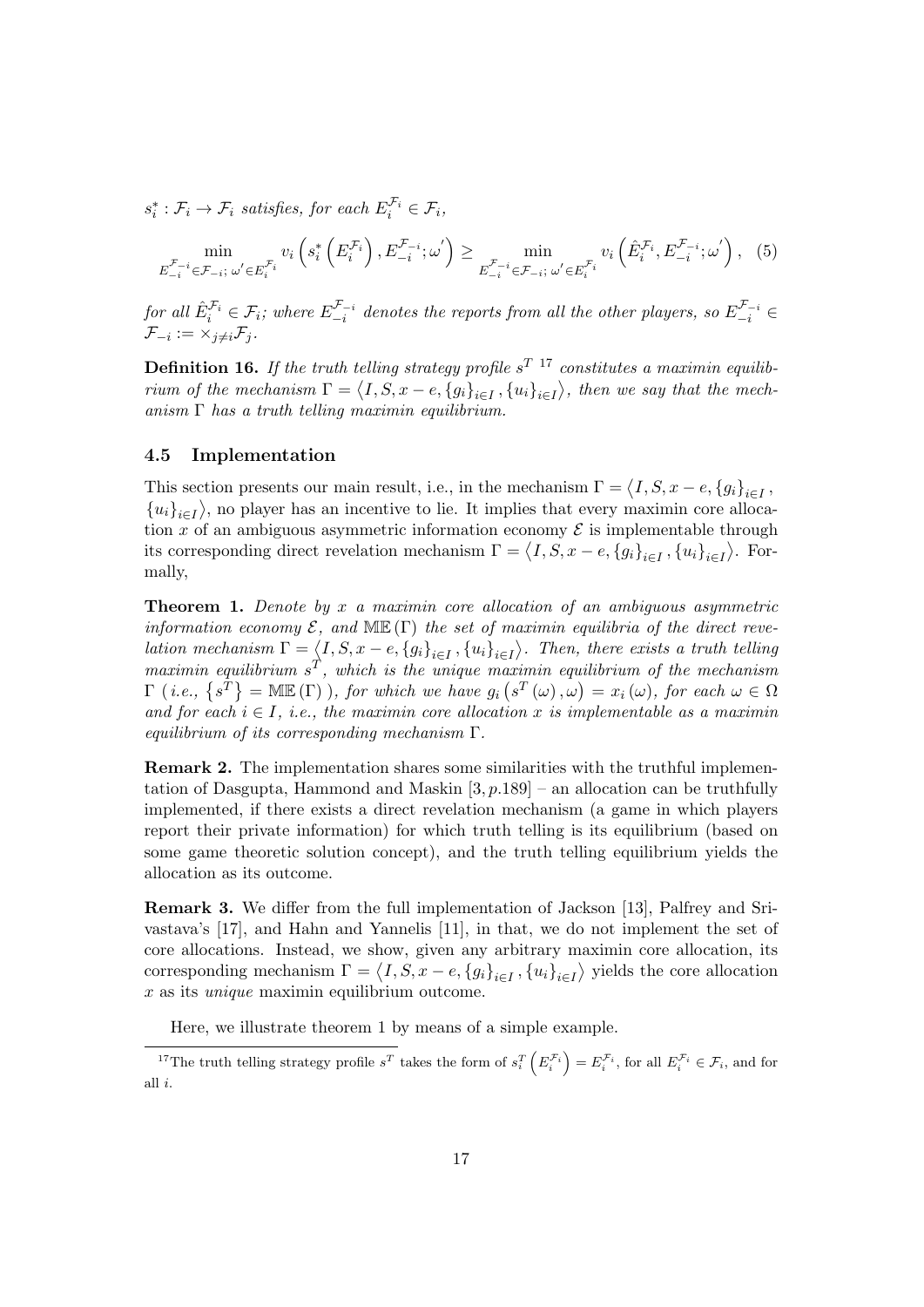$s_i^* : \mathcal{F}_i \to \mathcal{F}_i$ *satisfies, for each* $E_i^{\mathcal{F}_i} \in \mathcal{F}_i$,

$$\min_{E_{-i}^{\mathcal{F}_{-i}} \in \mathcal{F}_{-i};\, \omega' \in E_i^{\mathcal{F}_i}} v_i\left(s_i^*\left(E_i^{\mathcal{F}_i}\right), E_{-i}^{\mathcal{F}_{-i}}; \omega'\right) \geq \min_{E_{-i}^{\mathcal{F}_{-i}} \in \mathcal{F}_{-i};\, \omega' \in E_i^{\mathcal{F}_i}} v_i\left(\hat{E}_i^{\mathcal{F}_i}, E_{-i}^{\mathcal{F}_{-i}}; \omega'\right), \quad (5)$$

*for all* $\hat{E}_i^{\mathcal{F}_i} \in \mathcal{F}_i$*; where* $E_{-i}^{\mathcal{F}_{-i}}$ *denotes the reports from all the other players, so* $E_{-i}^{\mathcal{F}_{-i}} \in \mathcal{F}_{-i} := \times_{j \neq i} \mathcal{F}_j$.

**Definition 16.** *If the truth telling strategy profile* $s^T$ [17] *constitutes a maximin equilibrium of the mechanism* $\Gamma = \left\langle I, S, x - e, \{g_i\}_{i \in I}, \{u_i\}_{i \in I} \right\rangle$*, then we say that the mechanism* $\Gamma$ *has a truth telling maximin equilibrium.*

### 4.5 Implementation

This section presents our main result, i.e., in the mechanism $\Gamma = \left\langle I, S, x - e, \{g_i\}_{i \in I}, \{u_i\}_{i \in I} \right\rangle$, no player has an incentive to lie. It implies that every maximin core allocation $x$ of an ambiguous asymmetric information economy $\mathcal{E}$ is implementable through its corresponding direct revelation mechanism $\Gamma = \left\langle I, S, x - e, \{g_i\}_{i \in I}, \{u_i\}_{i \in I} \right\rangle$. Formally,

**Theorem 1.** *Denote by* $x$ *a maximin core allocation of an ambiguous asymmetric information economy* $\mathcal{E}$*, and* $\mathbb{ME}(\Gamma)$ *the set of maximin equilibria of the direct revelation mechanism* $\Gamma = \left\langle I, S, x - e, \{g_i\}_{i \in I}, \{u_i\}_{i \in I} \right\rangle$*. Then, there exists a truth telling maximin equilibrium* $s^T$*, which is the unique maximin equilibrium of the mechanism* $\Gamma$ *(i.e.,* $\left\{s^T\right\} = \mathbb{ME}(\Gamma)$ *), for which we have* $g_i\left(s^T(\omega), \omega\right) = x_i(\omega)$*, for each* $\omega \in \Omega$ *and for each* $i \in I$*, i.e., the maximin core allocation* $x$ *is implementable as a maximin equilibrium of its corresponding mechanism* $\Gamma$.

**Remark 2.** The implementation shares some similarities with the truthful implementation of Dasgupta, Hammond and Maskin [3, p.189] – an allocation can be truthfully implemented, if there exists a direct revelation mechanism (a game in which players report their private information) for which truth telling is its equilibrium (based on some game theoretic solution concept), and the truth telling equilibrium yields the allocation as its outcome.

**Remark 3.** We differ from the full implementation of Jackson [13], Palfrey and Srivastava's [17], and Hahn and Yannelis [11], in that, we do not implement the set of core allocations. Instead, we show, given any arbitrary maximin core allocation, its corresponding mechanism $\Gamma = \left\langle I, S, x - e, \{g_i\}_{i \in I}, \{u_i\}_{i \in I} \right\rangle$ yields the core allocation $x$ as its *unique* maximin equilibrium outcome.

Here, we illustrate theorem 1 by means of a simple example.

---

[17] The truth telling strategy profile $s^T$ takes the form of $s_i^T\left(E_i^{\mathcal{F}_i}\right) = E_i^{\mathcal{F}_i}$, for all $E_i^{\mathcal{F}_i} \in \mathcal{F}_i$, and for all $i$.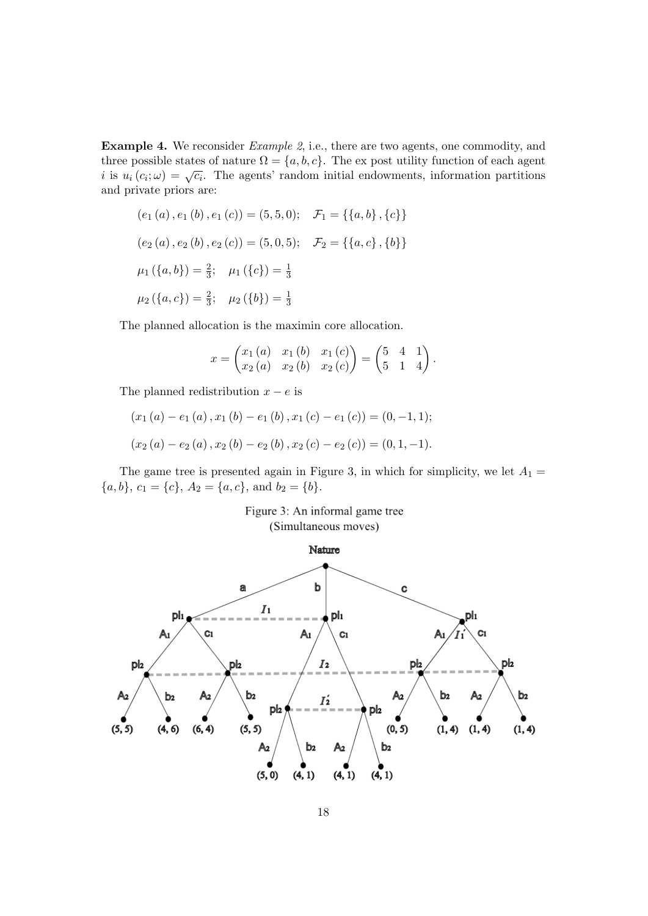**Example 4.** We reconsider *Example 2*, i.e., there are two agents, one commodity, and three possible states of nature $\Omega = \{a, b, c\}$. The ex post utility function of each agent $i$ is $u_i(c_i; \omega) = \sqrt{c_i}$. The agents' random initial endowments, information partitions and private priors are:

$$(e_1(a), e_1(b), e_1(c)) = (5, 5, 0); \quad \mathcal{F}_1 = \{\{a, b\}, \{c\}\}$$

$$(e_2(a), e_2(b), e_2(c)) = (5, 0, 5); \quad \mathcal{F}_2 = \{\{a, c\}, \{b\}\}$$

$$\mu_1(\{a, b\}) = \tfrac{2}{3}; \quad \mu_1(\{c\}) = \tfrac{1}{3}$$

$$\mu_2(\{a, c\}) = \tfrac{2}{3}; \quad \mu_2(\{b\}) = \tfrac{1}{3}$$

The planned allocation is the maximin core allocation.

$$x = \begin{pmatrix} x_1(a) & x_1(b) & x_1(c) \\ x_2(a) & x_2(b) & x_2(c) \end{pmatrix} = \begin{pmatrix} 5 & 4 & 1 \\ 5 & 1 & 4 \end{pmatrix}.$$

The planned redistribution $x - e$ is

$$(x_1(a) - e_1(a), x_1(b) - e_1(b), x_1(c) - e_1(c)) = (0, -1, 1);$$

$$(x_2(a) - e_2(a), x_2(b) - e_2(b), x_2(c) - e_2(c)) = (0, 1, -1).$$

The game tree is presented again in Figure 3, in which for simplicity, we let $A_1 = \{a, b\}$, $c_1 = \{c\}$, $A_2 = \{a, c\}$, and $b_2 = \{b\}$.

Figure 3: An informal game tree
(Simultaneous moves)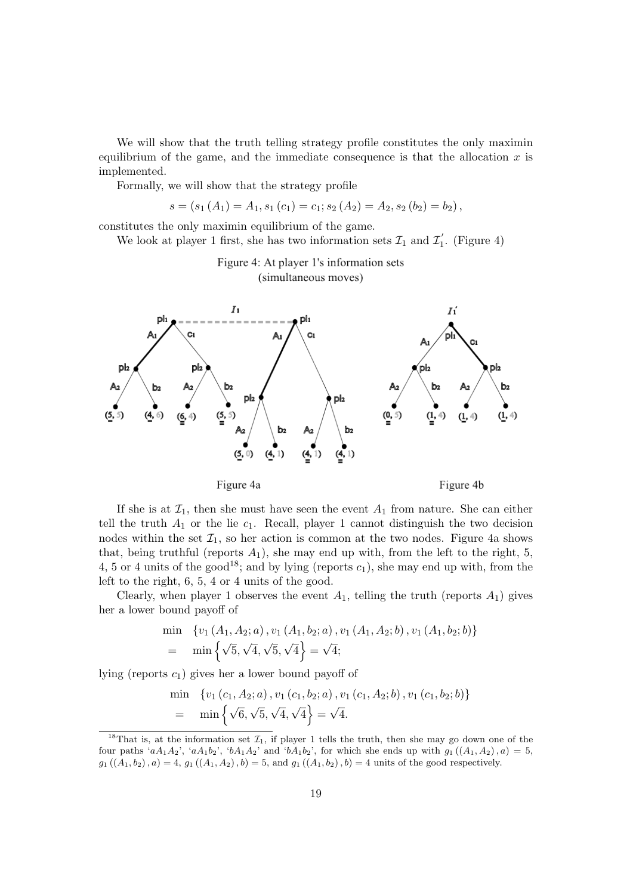We will show that the truth telling strategy profile constitutes the only maximin equilibrium of the game, and the immediate consequence is that the allocation $x$ is implemented.

Formally, we will show that the strategy profile

$$s = (s_1(A_1) = A_1, s_1(c_1) = c_1; s_2(A_2) = A_2, s_2(b_2) = b_2),$$

constitutes the only maximin equilibrium of the game.

We look at player 1 first, she has two information sets $\mathcal{I}_1$ and $\mathcal{I}_1'$. (Figure 4)

Figure 4: At player 1's information sets (simultaneous moves)

Figure 4a

Figure 4b

If she is at $\mathcal{I}_1$, then she must have seen the event $A_1$ from nature. She can either tell the truth $A_1$ or the lie $c_1$. Recall, player 1 cannot distinguish the two decision nodes within the set $\mathcal{I}_1$, so her action is common at the two nodes. Figure 4a shows that, being truthful (reports $A_1$), she may end up with, from the left to the right, 5, 4, 5 or 4 units of the good[18]; and by lying (reports $c_1$), she may end up with, from the left to the right, 6, 5, 4 or 4 units of the good.

Clearly, when player 1 observes the event $A_1$, telling the truth (reports $A_1$) gives her a lower bound payoff of

$$\begin{aligned} &\min \quad \{v_1(A_1, A_2; a), v_1(A_1, b_2; a), v_1(A_1, A_2; b), v_1(A_1, b_2; b)\} \\ &= \quad \min\left\{\sqrt{5}, \sqrt{4}, \sqrt{5}, \sqrt{4}\right\} = \sqrt{4}; \end{aligned}$$

lying (reports $c_1$) gives her a lower bound payoff of

$$\begin{aligned} &\min \quad \{v_1(c_1, A_2; a), v_1(c_1, b_2; a), v_1(c_1, A_2; b), v_1(c_1, b_2; b)\} \\ &= \quad \min\left\{\sqrt{6}, \sqrt{5}, \sqrt{4}, \sqrt{4}\right\} = \sqrt{4}. \end{aligned}$$

[18] That is, at the information set $\mathcal{I}_1$, if player 1 tells the truth, then she may go down one of the four paths '$aA_1A_2$', '$aA_1b_2$', '$bA_1A_2$' and '$bA_1b_2$', for which she ends up with $g_1((A_1, A_2), a) = 5$, $g_1((A_1, b_2), a) = 4$, $g_1((A_1, A_2), b) = 5$, and $g_1((A_1, b_2), b) = 4$ units of the good respectively.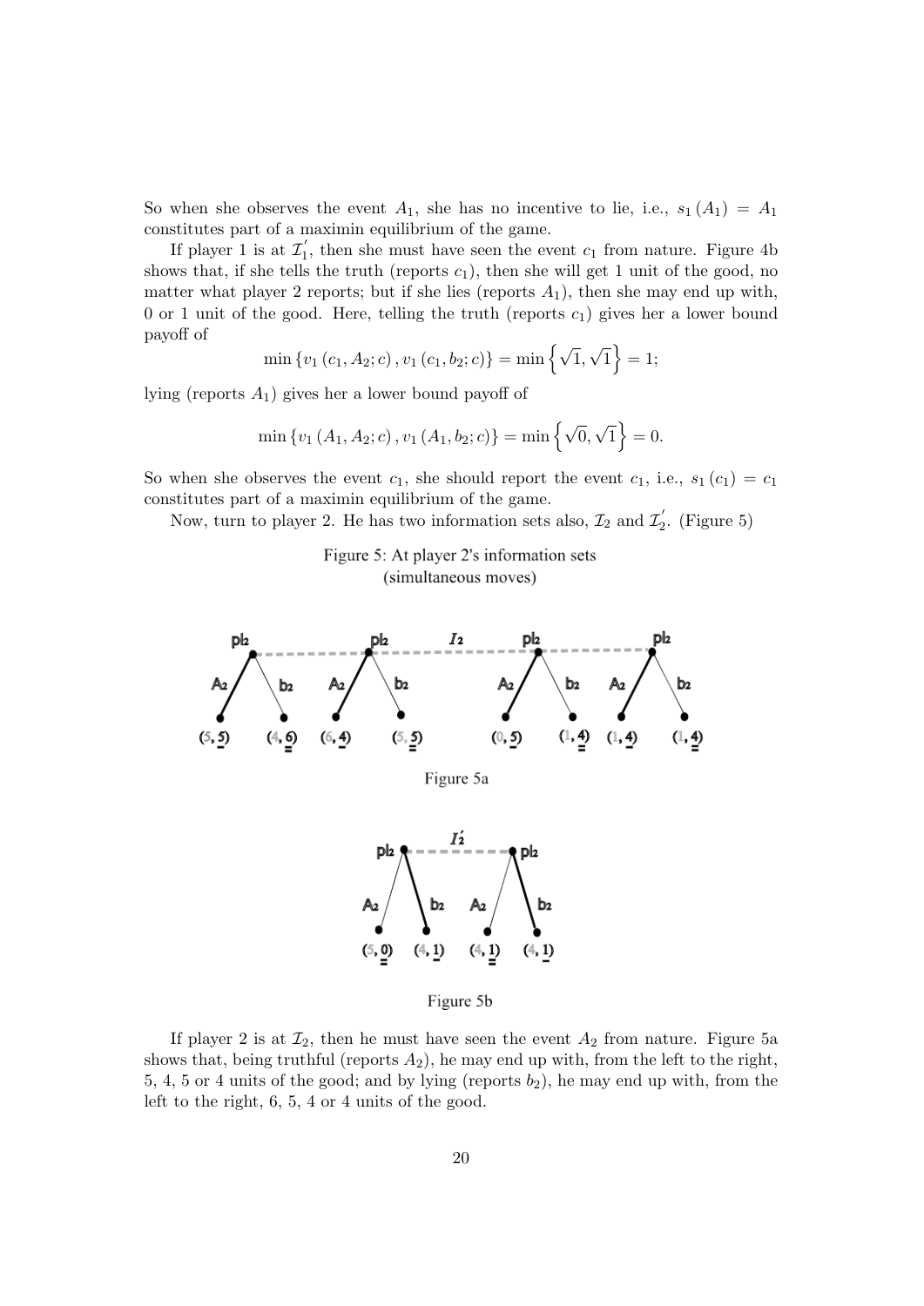So when she observes the event $A_1$, she has no incentive to lie, i.e., $s_1(A_1) = A_1$ constitutes part of a maximin equilibrium of the game.

If player 1 is at $\mathcal{I}_1^{'}$, then she must have seen the event $c_1$ from nature. Figure 4b shows that, if she tells the truth (reports $c_1$), then she will get 1 unit of the good, no matter what player 2 reports; but if she lies (reports $A_1$), then she may end up with, 0 or 1 unit of the good. Here, telling the truth (reports $c_1$) gives her a lower bound payoff of

$$\min\{v_1(c_1, A_2; c), v_1(c_1, b_2; c)\} = \min\left\{\sqrt{1}, \sqrt{1}\right\} = 1;$$

lying (reports $A_1$) gives her a lower bound payoff of

$$\min\{v_1(A_1, A_2; c), v_1(A_1, b_2; c)\} = \min\left\{\sqrt{0}, \sqrt{1}\right\} = 0.$$

So when she observes the event $c_1$, she should report the event $c_1$, i.e., $s_1(c_1) = c_1$ constitutes part of a maximin equilibrium of the game.

Now, turn to player 2. He has two information sets also, $\mathcal{I}_2$ and $\mathcal{I}_2^{'}$. (Figure 5)

Figure 5: At player 2's information sets (simultaneous moves)

Figure 5a

Figure 5b

If player 2 is at $\mathcal{I}_2$, then he must have seen the event $A_2$ from nature. Figure 5a shows that, being truthful (reports $A_2$), he may end up with, from the left to the right, 5, 4, 5 or 4 units of the good; and by lying (reports $b_2$), he may end up with, from the left to the right, 6, 5, 4 or 4 units of the good.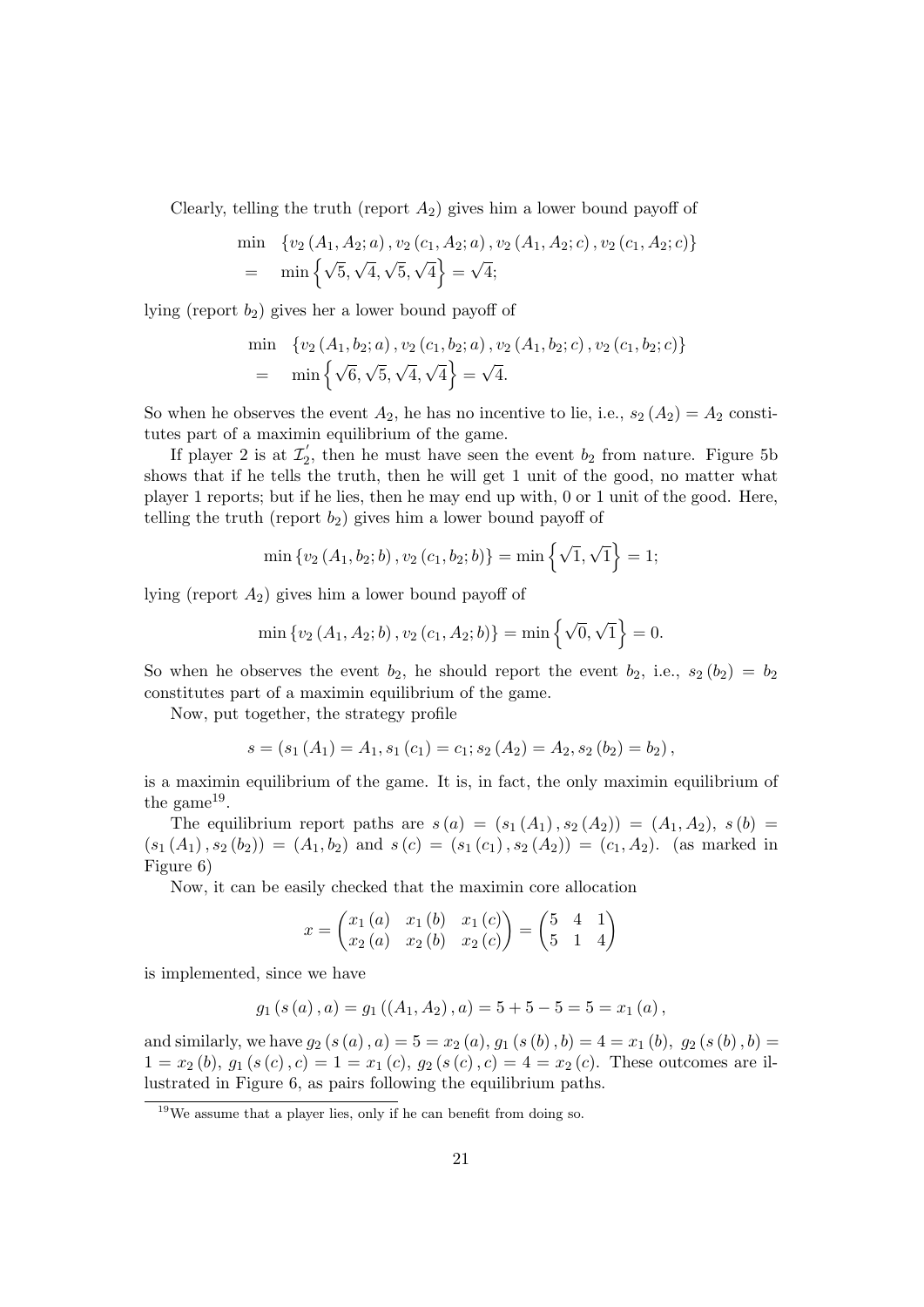Clearly, telling the truth (report $A_2$) gives him a lower bound payoff of

$$\begin{aligned} &\min \quad \{v_2(A_1, A_2; a), v_2(c_1, A_2; a), v_2(A_1, A_2; c), v_2(c_1, A_2; c)\} \\ &= \quad \min\left\{\sqrt{5}, \sqrt{4}, \sqrt{5}, \sqrt{4}\right\} = \sqrt{4}; \end{aligned}$$

lying (report $b_2$) gives her a lower bound payoff of

$$\begin{aligned} &\min \quad \{v_2(A_1, b_2; a), v_2(c_1, b_2; a), v_2(A_1, b_2; c), v_2(c_1, b_2; c)\} \\ &= \quad \min\left\{\sqrt{6}, \sqrt{5}, \sqrt{4}, \sqrt{4}\right\} = \sqrt{4}. \end{aligned}$$

So when he observes the event $A_2$, he has no incentive to lie, i.e., $s_2(A_2) = A_2$ constitutes part of a maximin equilibrium of the game.

If player 2 is at $\mathcal{I}_2'$, then he must have seen the event $b_2$ from nature. Figure 5b shows that if he tells the truth, then he will get 1 unit of the good, no matter what player 1 reports; but if he lies, then he may end up with, 0 or 1 unit of the good. Here, telling the truth (report $b_2$) gives him a lower bound payoff of

$$\min\{v_2(A_1, b_2; b), v_2(c_1, b_2; b)\} = \min\left\{\sqrt{1}, \sqrt{1}\right\} = 1;$$

lying (report $A_2$) gives him a lower bound payoff of

$$\min\{v_2(A_1, A_2; b), v_2(c_1, A_2; b)\} = \min\left\{\sqrt{0}, \sqrt{1}\right\} = 0.$$

So when he observes the event $b_2$, he should report the event $b_2$, i.e., $s_2(b_2) = b_2$ constitutes part of a maximin equilibrium of the game.

Now, put together, the strategy profile

$$s = (s_1(A_1) = A_1, s_1(c_1) = c_1; s_2(A_2) = A_2, s_2(b_2) = b_2),$$

is a maximin equilibrium of the game. It is, in fact, the only maximin equilibrium of the game[19].

The equilibrium report paths are $s(a) = (s_1(A_1), s_2(A_2)) = (A_1, A_2)$, $s(b) = (s_1(A_1), s_2(b_2)) = (A_1, b_2)$ and $s(c) = (s_1(c_1), s_2(A_2)) = (c_1, A_2)$. (as marked in Figure 6)

Now, it can be easily checked that the maximin core allocation

$$x = \begin{pmatrix} x_1(a) & x_1(b) & x_1(c) \\ x_2(a) & x_2(b) & x_2(c) \end{pmatrix} = \begin{pmatrix} 5 & 4 & 1 \\ 5 & 1 & 4 \end{pmatrix}$$

is implemented, since we have

$$g_1(s(a), a) = g_1((A_1, A_2), a) = 5 + 5 - 5 = 5 = x_1(a),$$

and similarly, we have $g_2(s(a), a) = 5 = x_2(a)$, $g_1(s(b), b) = 4 = x_1(b)$, $g_2(s(b), b) = 1 = x_2(b)$, $g_1(s(c), c) = 1 = x_1(c)$, $g_2(s(c), c) = 4 = x_2(c)$. These outcomes are illustrated in Figure 6, as pairs following the equilibrium paths.

[19] We assume that a player lies, only if he can benefit from doing so.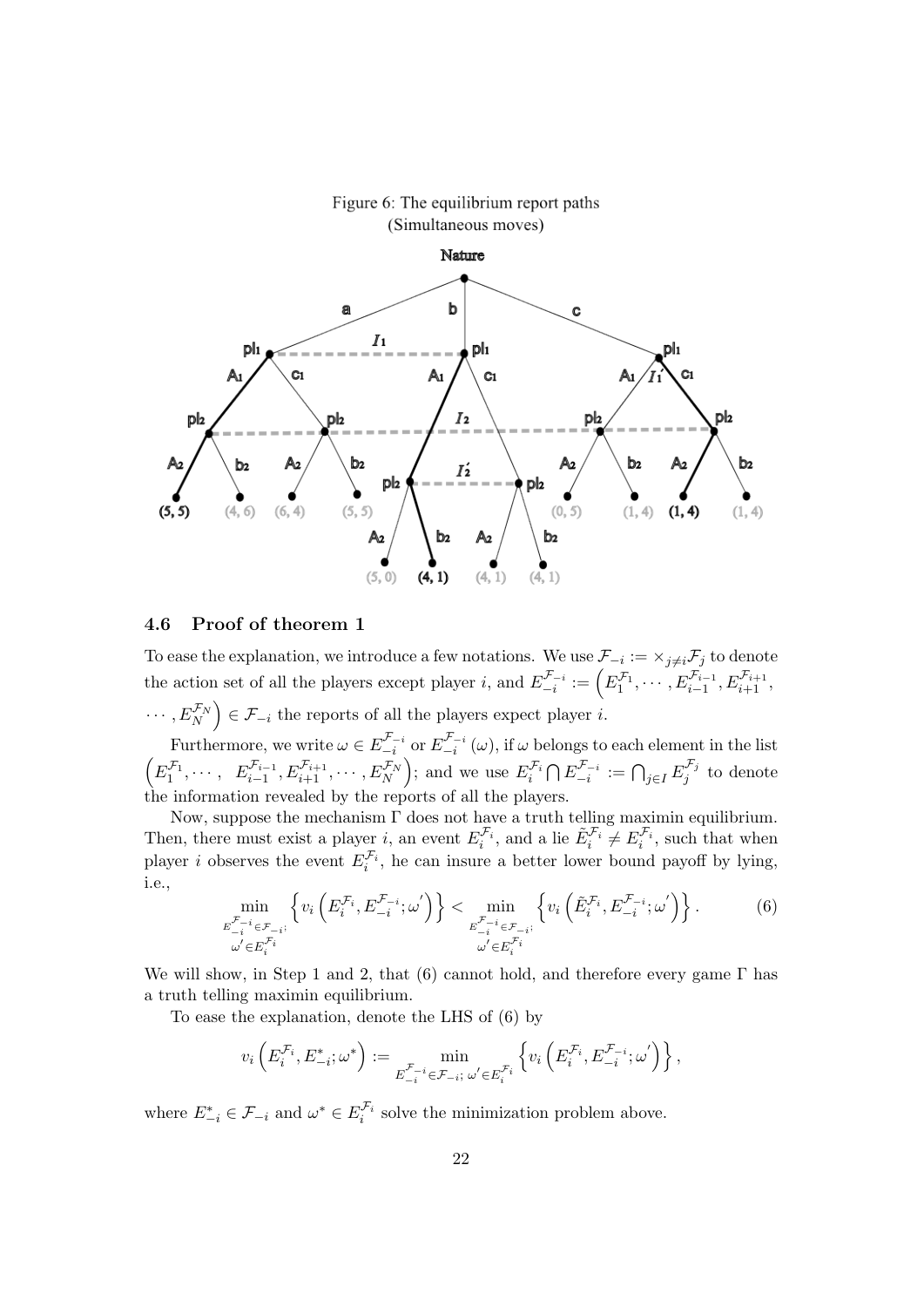Figure 6: The equilibrium report paths
(Simultaneous moves)

### 4.6 Proof of theorem 1

To ease the explanation, we introduce a few notations. We use $\mathcal{F}_{-i} := \times_{j \neq i} \mathcal{F}_j$ to denote the action set of all the players except player $i$, and $E_{-i}^{\mathcal{F}_{-i}} := \left(E_1^{\mathcal{F}_1}, \cdots, E_{i-1}^{\mathcal{F}_{i-1}}, E_{i+1}^{\mathcal{F}_{i+1}}, \cdots, E_N^{\mathcal{F}_N}\right) \in \mathcal{F}_{-i}$ the reports of all the players expect player $i$.

Furthermore, we write $\omega \in E_{-i}^{\mathcal{F}_{-i}}$ or $E_{-i}^{\mathcal{F}_{-i}}(\omega)$, if $\omega$ belongs to each element in the list $\left(E_1^{\mathcal{F}_1}, \cdots, E_{i-1}^{\mathcal{F}_{i-1}}, E_{i+1}^{\mathcal{F}_{i+1}}, \cdots, E_N^{\mathcal{F}_N}\right)$; and we use $E_i^{\mathcal{F}_i} \bigcap E_{-i}^{\mathcal{F}_{-i}} := \bigcap_{j \in I} E_j^{\mathcal{F}_j}$ to denote the information revealed by the reports of all the players.

Now, suppose the mechanism $\Gamma$ does not have a truth telling maximin equilibrium. Then, there must exist a player $i$, an event $E_i^{\mathcal{F}_i}$, and a lie $\tilde{E}_i^{\mathcal{F}_i} \neq E_i^{\mathcal{F}_i}$, such that when player $i$ observes the event $E_i^{\mathcal{F}_i}$, he can insure a better lower bound payoff by lying, i.e.,

$$\min_{\substack{E_{-i}^{\mathcal{F}_{-i}} \in \mathcal{F}_{-i};\\ \omega' \in E_i^{\mathcal{F}_i}}} \left\{ v_i\left(E_i^{\mathcal{F}_i}, E_{-i}^{\mathcal{F}_{-i}}; \omega'\right)\right\} < \min_{\substack{E_{-i}^{\mathcal{F}_{-i}} \in \mathcal{F}_{-i};\\ \omega' \in E_i^{\mathcal{F}_i}}} \left\{ v_i\left(\tilde{E}_i^{\mathcal{F}_i}, E_{-i}^{\mathcal{F}_{-i}}; \omega'\right)\right\}. \tag{6}$$

We will show, in Step 1 and 2, that (6) cannot hold, and therefore every game $\Gamma$ has a truth telling maximin equilibrium.

To ease the explanation, denote the LHS of (6) by

$$v_i\left(E_i^{\mathcal{F}_i}, E_{-i}^{*}; \omega^*\right) := \min_{E_{-i}^{\mathcal{F}_{-i}} \in \mathcal{F}_{-i};\ \omega' \in E_i^{\mathcal{F}_i}} \left\{ v_i\left(E_i^{\mathcal{F}_i}, E_{-i}^{\mathcal{F}_{-i}}; \omega'\right)\right\},$$

where $E_{-i}^{*} \in \mathcal{F}_{-i}$ and $\omega^* \in E_i^{\mathcal{F}_i}$ solve the minimization problem above.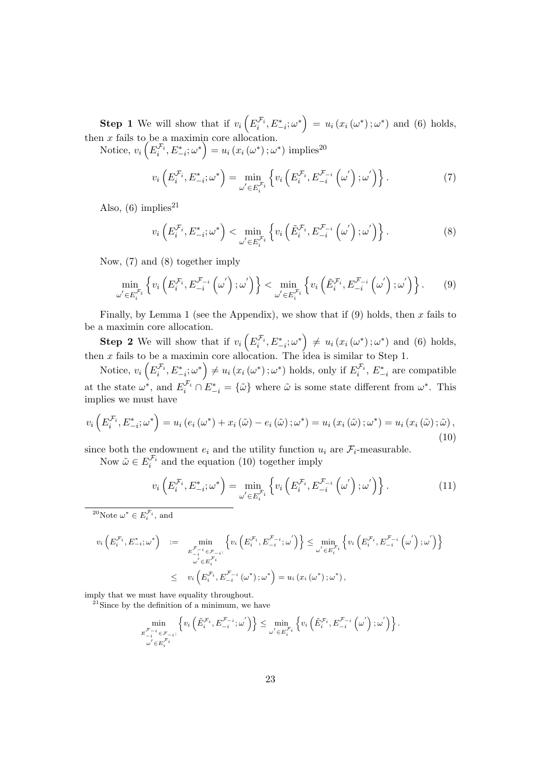**Step 1** We will show that if $v_i\left(E_i^{\mathcal{F}_i}, E_{-i}^{*}; \omega^*\right) = u_i\left(x_i\left(\omega^*\right); \omega^*\right)$ and (6) holds, then $x$ fails to be a maximin core allocation.

Notice, $v_i\left(E_i^{\mathcal{F}_i}, E_{-i}^{*}; \omega^*\right) = u_i\left(x_i\left(\omega^*\right); \omega^*\right)$ implies[20]

$$v_i\left(E_i^{\mathcal{F}_i}, E_{-i}^{*}; \omega^*\right) = \min_{\omega' \in E_i^{\mathcal{F}_i}} \left\{ v_i\left(E_i^{\mathcal{F}_i}, E_{-i}^{\mathcal{F}_{-i}}\left(\omega'\right); \omega'\right) \right\}. \tag{7}$$

Also, (6) implies[21]

$$v_i\left(E_i^{\mathcal{F}_i}, E_{-i}^{*}; \omega^*\right) < \min_{\omega' \in E_i^{\mathcal{F}_i}} \left\{ v_i\left(\tilde{E}_i^{\mathcal{F}_i}, E_{-i}^{\mathcal{F}_{-i}}\left(\omega'\right); \omega'\right) \right\}. \tag{8}$$

Now, (7) and (8) together imply

$$\min_{\omega' \in E_i^{\mathcal{F}_i}} \left\{ v_i\left(E_i^{\mathcal{F}_i}, E_{-i}^{\mathcal{F}_{-i}}\left(\omega'\right); \omega'\right) \right\} < \min_{\omega' \in E_i^{\mathcal{F}_i}} \left\{ v_i\left(\tilde{E}_i^{\mathcal{F}_i}, E_{-i}^{\mathcal{F}_{-i}}\left(\omega'\right); \omega'\right) \right\}. \tag{9}$$

Finally, by Lemma 1 (see the Appendix), we show that if (9) holds, then $x$ fails to be a maximin core allocation.

**Step 2** We will show that if $v_i\left(E_i^{\mathcal{F}_i}, E_{-i}^{*}; \omega^*\right) \neq u_i\left(x_i\left(\omega^*\right); \omega^*\right)$ and (6) holds, then $x$ fails to be a maximin core allocation. The idea is similar to Step 1.

Notice, $v_i\left(E_i^{\mathcal{F}_i}, E_{-i}^{*}; \omega^*\right) \neq u_i\left(x_i\left(\omega^*\right); \omega^*\right)$ holds, only if $E_i^{\mathcal{F}_i}$, $E_{-i}^{*}$ are compatible at the state $\omega^*$, and $E_i^{\mathcal{F}_i} \cap E_{-i}^{*} = \{\tilde{\omega}\}$ where $\tilde{\omega}$ is some state different from $\omega^*$. This implies we must have

$$v_i\left(E_i^{\mathcal{F}_i}, E_{-i}^{*}; \omega^*\right) = u_i\left(e_i\left(\omega^*\right) + x_i\left(\tilde{\omega}\right) - e_i\left(\tilde{\omega}\right); \omega^*\right) = u_i\left(x_i\left(\tilde{\omega}\right); \omega^*\right) = u_i\left(x_i\left(\tilde{\omega}\right); \tilde{\omega}\right), \tag{10}$$

since both the endowment $e_i$ and the utility function $u_i$ are $\mathcal{F}_i$-measurable.

Now $\tilde{\omega} \in E_i^{\mathcal{F}_i}$ and the equation (10) together imply

$$v_i\left(E_i^{\mathcal{F}_i}, E_{-i}^{*}; \omega^*\right) = \min_{\omega' \in E_i^{\mathcal{F}_i}} \left\{ v_i\left(E_i^{\mathcal{F}_i}, E_{-i}^{\mathcal{F}_{-i}}\left(\omega'\right); \omega'\right) \right\}. \tag{11}$$

---

[20] Note $\omega^* \in E_i^{\mathcal{F}_i}$, and

$$\begin{aligned}
v_i\left(E_i^{\mathcal{F}_i}, E_{-i}^{*}; \omega^*\right) &:= \min_{\substack{E_{-i}^{\mathcal{F}_{-i}} \in \mathcal{F}_{-i};\\ \omega' \in E_i^{\mathcal{F}_i}}} \left\{ v_i\left(E_i^{\mathcal{F}_i}, E_{-i}^{\mathcal{F}_{-i}}; \omega'\right) \right\} \leq \min_{\omega' \in E_i^{\mathcal{F}_i}} \left\{ v_i\left(E_i^{\mathcal{F}_i}, E_{-i}^{\mathcal{F}_{-i}}\left(\omega'\right); \omega'\right) \right\} \\
&\leq v_i\left(E_i^{\mathcal{F}_i}, E_{-i}^{\mathcal{F}_{-i}}\left(\omega^*\right); \omega^*\right) = u_i\left(x_i\left(\omega^*\right); \omega^*\right),
\end{aligned}$$

imply that we must have equality throughout.

[21] Since by the definition of a minimum, we have

$$\min_{\substack{E_{-i}^{\mathcal{F}_{-i}} \in \mathcal{F}_{-i};\\ \omega' \in E_i^{\mathcal{F}_i}}} \left\{ v_i\left(\tilde{E}_i^{\mathcal{F}_i}, E_{-i}^{\mathcal{F}_{-i}}; \omega'\right) \right\} \leq \min_{\omega' \in E_i^{\mathcal{F}_i}} \left\{ v_i\left(\tilde{E}_i^{\mathcal{F}_i}, E_{-i}^{\mathcal{F}_{-i}}\left(\omega'\right); \omega'\right) \right\}.$$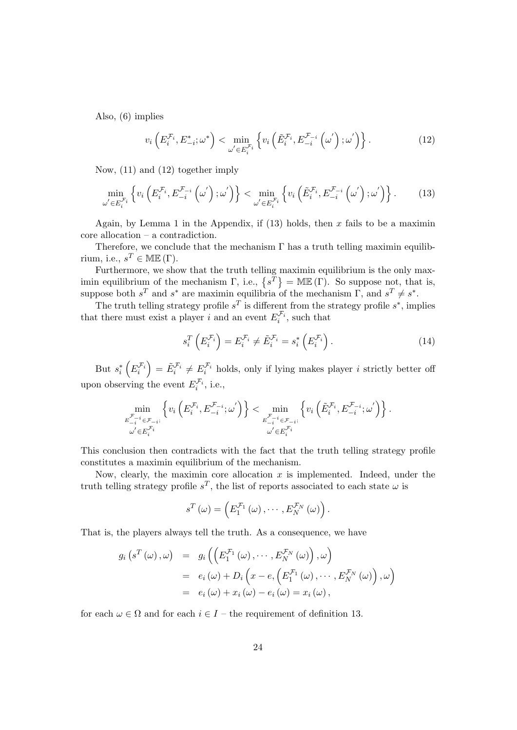Also, (6) implies

$$v_i\left(E_i^{\mathcal{F}_i}, E_{-i}^{*}; \omega^*\right) < \min_{\omega' \in E_i^{\mathcal{F}_i}} \left\{ v_i\left(\tilde{E}_i^{\mathcal{F}_i}, E_{-i}^{\mathcal{F}_{-i}}\left(\omega'\right); \omega'\right)\right\}. \tag{12}$$

Now, (11) and (12) together imply

$$\min_{\omega' \in E_i^{\mathcal{F}_i}} \left\{ v_i\left(E_i^{\mathcal{F}_i}, E_{-i}^{\mathcal{F}_{-i}}\left(\omega'\right); \omega'\right)\right\} < \min_{\omega' \in E_i^{\mathcal{F}_i}} \left\{ v_i\left(\tilde{E}_i^{\mathcal{F}_i}, E_{-i}^{\mathcal{F}_{-i}}\left(\omega'\right); \omega'\right)\right\}. \tag{13}$$

Again, by Lemma 1 in the Appendix, if (13) holds, then $x$ fails to be a maximin core allocation – a contradiction.

Therefore, we conclude that the mechanism $\Gamma$ has a truth telling maximin equilibrium, i.e., $s^T \in \mathbb{ME}(\Gamma)$.

Furthermore, we show that the truth telling maximin equilibrium is the only maximin equilibrium of the mechanism $\Gamma$, i.e., $\{s^T\} = \mathbb{ME}(\Gamma)$. So suppose not, that is, suppose both $s^T$ and $s^*$ are maximin equilibria of the mechanism $\Gamma$, and $s^T \neq s^*$.

The truth telling strategy profile $s^T$ is different from the strategy profile $s^*$, implies that there must exist a player $i$ and an event $E_i^{\mathcal{F}_i}$, such that

$$s_i^T\left(E_i^{\mathcal{F}_i}\right) = E_i^{\mathcal{F}_i} \neq \tilde{E}_i^{\mathcal{F}_i} = s_i^*\left(E_i^{\mathcal{F}_i}\right). \tag{14}$$

But $s_i^*\left(E_i^{\mathcal{F}_i}\right) = \tilde{E}_i^{\mathcal{F}_i} \neq E_i^{\mathcal{F}_i}$ holds, only if lying makes player $i$ strictly better off upon observing the event $E_i^{\mathcal{F}_i}$, i.e.,

$$\min_{\substack{E_{-i}^{\mathcal{F}_{-i}} \in \mathcal{F}_{-i};\\ \omega' \in E_i^{\mathcal{F}_i}}} \left\{ v_i\left(E_i^{\mathcal{F}_i}, E_{-i}^{\mathcal{F}_{-i}}; \omega'\right)\right\} < \min_{\substack{E_{-i}^{\mathcal{F}_{-i}} \in \mathcal{F}_{-i};\\ \omega' \in E_i^{\mathcal{F}_i}}} \left\{ v_i\left(\tilde{E}_i^{\mathcal{F}_i}, E_{-i}^{\mathcal{F}_{-i}}; \omega'\right)\right\}.$$

This conclusion then contradicts with the fact that the truth telling strategy profile constitutes a maximin equilibrium of the mechanism.

Now, clearly, the maximin core allocation $x$ is implemented. Indeed, under the truth telling strategy profile $s^T$, the list of reports associated to each state $\omega$ is

$$s^T(\omega) = \left(E_1^{\mathcal{F}_1}(\omega), \cdots, E_N^{\mathcal{F}_N}(\omega)\right).$$

That is, the players always tell the truth. As a consequence, we have

$$\begin{aligned}
g_i\left(s^T(\omega), \omega\right) &= g_i\left(\left(E_1^{\mathcal{F}_1}(\omega), \cdots, E_N^{\mathcal{F}_N}(\omega)\right), \omega\right) \\
&= e_i(\omega) + D_i\left(x - e, \left(E_1^{\mathcal{F}_1}(\omega), \cdots, E_N^{\mathcal{F}_N}(\omega)\right), \omega\right) \\
&= e_i(\omega) + x_i(\omega) - e_i(\omega) = x_i(\omega),
\end{aligned}$$

for each $\omega \in \Omega$ and for each $i \in I$ – the requirement of definition 13.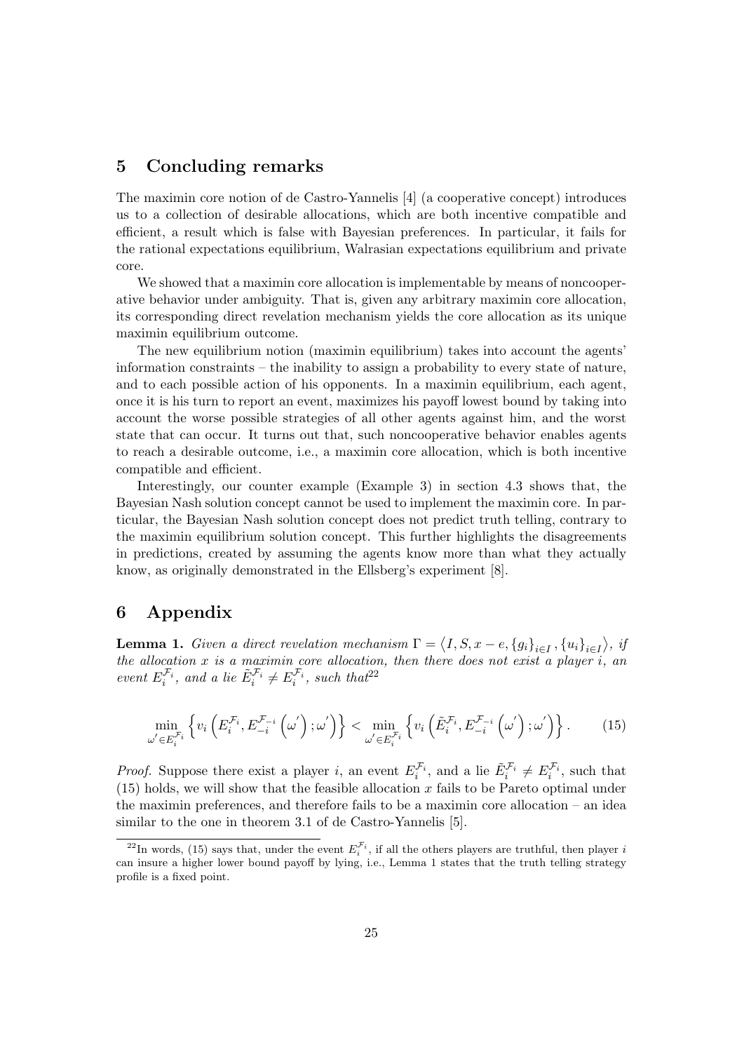## 5 Concluding remarks

The maximin core notion of de Castro-Yannelis [4] (a cooperative concept) introduces us to a collection of desirable allocations, which are both incentive compatible and efficient, a result which is false with Bayesian preferences. In particular, it fails for the rational expectations equilibrium, Walrasian expectations equilibrium and private core.

We showed that a maximin core allocation is implementable by means of noncooperative behavior under ambiguity. That is, given any arbitrary maximin core allocation, its corresponding direct revelation mechanism yields the core allocation as its unique maximin equilibrium outcome.

The new equilibrium notion (maximin equilibrium) takes into account the agents' information constraints – the inability to assign a probability to every state of nature, and to each possible action of his opponents. In a maximin equilibrium, each agent, once it is his turn to report an event, maximizes his payoff lowest bound by taking into account the worse possible strategies of all other agents against him, and the worst state that can occur. It turns out that, such noncooperative behavior enables agents to reach a desirable outcome, i.e., a maximin core allocation, which is both incentive compatible and efficient.

Interestingly, our counter example (Example 3) in section 4.3 shows that, the Bayesian Nash solution concept cannot be used to implement the maximin core. In particular, the Bayesian Nash solution concept does not predict truth telling, contrary to the maximin equilibrium solution concept. This further highlights the disagreements in predictions, created by assuming the agents know more than what they actually know, as originally demonstrated in the Ellsberg's experiment [8].

## 6 Appendix

**Lemma 1.** *Given a direct revelation mechanism $\Gamma = \left\langle I, S, x - e, \{g_i\}_{i \in I}, \{u_i\}_{i \in I} \right\rangle$, if the allocation $x$ is a maximin core allocation, then there does not exist a player $i$, an event $E_i^{\mathcal{F}_i}$, and a lie $\tilde{E}_i^{\mathcal{F}_i} \neq E_i^{\mathcal{F}_i}$, such that*[22]

$$\min_{\omega' \in E_i^{\mathcal{F}_i}} \left\{ v_i \left( E_i^{\mathcal{F}_i}, E_{-i}^{\mathcal{F}_{-i}} \left( \omega' \right); \omega' \right) \right\} < \min_{\omega' \in E_i^{\mathcal{F}_i}} \left\{ v_i \left( \tilde{E}_i^{\mathcal{F}_i}, E_{-i}^{\mathcal{F}_{-i}} \left( \omega' \right); \omega' \right) \right\}. \tag{15}$$

*Proof.* Suppose there exist a player $i$, an event $E_i^{\mathcal{F}_i}$, and a lie $\tilde{E}_i^{\mathcal{F}_i} \neq E_i^{\mathcal{F}_i}$, such that (15) holds, we will show that the feasible allocation $x$ fails to be Pareto optimal under the maximin preferences, and therefore fails to be a maximin core allocation – an idea similar to the one in theorem 3.1 of de Castro-Yannelis [5].

[22] In words, (15) says that, under the event $E_i^{\mathcal{F}_i}$, if all the others players are truthful, then player $i$ can insure a higher lower bound payoff by lying, i.e., Lemma 1 states that the truth telling strategy profile is a fixed point.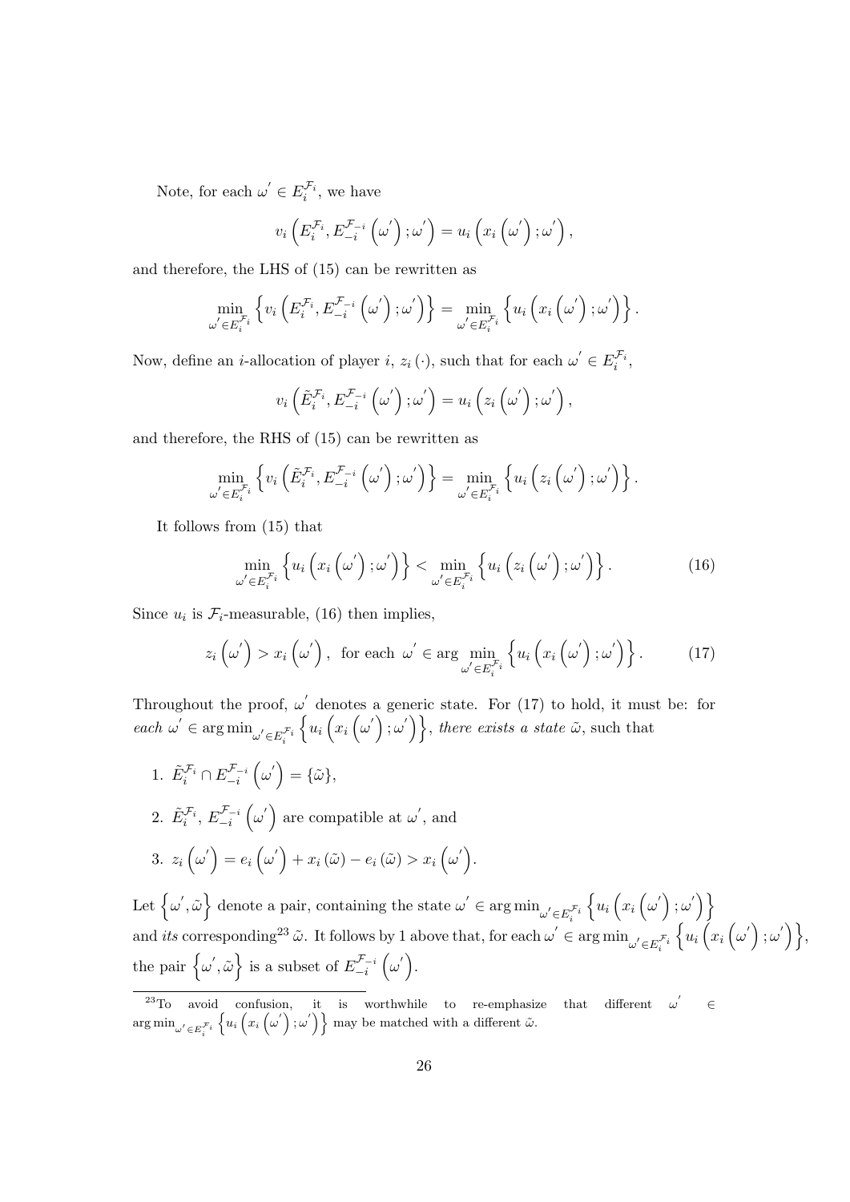Note, for each $\omega^{'} \in E_i^{\mathcal{F}_i}$, we have

$$v_i\left(E_i^{\mathcal{F}_i}, E_{-i}^{\mathcal{F}_{-i}}\left(\omega^{'}\right); \omega^{'}\right) = u_i\left(x_i\left(\omega^{'}\right); \omega^{'}\right),$$

and therefore, the LHS of (15) can be rewritten as

$$\min_{\omega^{'} \in E_i^{\mathcal{F}_i}} \left\{ v_i\left(E_i^{\mathcal{F}_i}, E_{-i}^{\mathcal{F}_{-i}}\left(\omega^{'}\right); \omega^{'}\right) \right\} = \min_{\omega^{'} \in E_i^{\mathcal{F}_i}} \left\{ u_i\left(x_i\left(\omega^{'}\right); \omega^{'}\right) \right\}.$$

Now, define an $i$-allocation of player $i$, $z_i(\cdot)$, such that for each $\omega^{'} \in E_i^{\mathcal{F}_i}$,

$$v_i\left(\tilde{E}_i^{\mathcal{F}_i}, E_{-i}^{\mathcal{F}_{-i}}\left(\omega^{'}\right); \omega^{'}\right) = u_i\left(z_i\left(\omega^{'}\right); \omega^{'}\right),$$

and therefore, the RHS of (15) can be rewritten as

$$\min_{\omega^{'} \in E_i^{\mathcal{F}_i}} \left\{ v_i\left(\tilde{E}_i^{\mathcal{F}_i}, E_{-i}^{\mathcal{F}_{-i}}\left(\omega^{'}\right); \omega^{'}\right) \right\} = \min_{\omega^{'} \in E_i^{\mathcal{F}_i}} \left\{ u_i\left(z_i\left(\omega^{'}\right); \omega^{'}\right) \right\}.$$

It follows from (15) that

$$\min_{\omega^{'} \in E_i^{\mathcal{F}_i}} \left\{ u_i\left(x_i\left(\omega^{'}\right); \omega^{'}\right) \right\} < \min_{\omega^{'} \in E_i^{\mathcal{F}_i}} \left\{ u_i\left(z_i\left(\omega^{'}\right); \omega^{'}\right) \right\}. \tag{16}$$

Since $u_i$ is $\mathcal{F}_i$-measurable, (16) then implies,

$$z_i\left(\omega^{'}\right) > x_i\left(\omega^{'}\right), \text{ for each } \omega^{'} \in \arg\min_{\omega^{'} \in E_i^{\mathcal{F}_i}} \left\{ u_i\left(x_i\left(\omega^{'}\right); \omega^{'}\right) \right\}. \tag{17}$$

Throughout the proof, $\omega^{'}$ denotes a generic state. For (17) to hold, it must be: for *each* $\omega^{'} \in \arg\min_{\omega^{'} \in E_i^{\mathcal{F}_i}} \left\{ u_i\left(x_i\left(\omega^{'}\right); \omega^{'}\right) \right\}$, *there exists a state* $\tilde{\omega}$, such that

1. $\tilde{E}_i^{\mathcal{F}_i} \cap E_{-i}^{\mathcal{F}_{-i}}\left(\omega^{'}\right) = \{\tilde{\omega}\}$,
2. $\tilde{E}_i^{\mathcal{F}_i}$, $E_{-i}^{\mathcal{F}_{-i}}\left(\omega^{'}\right)$ are compatible at $\omega^{'}$, and
3. $z_i\left(\omega^{'}\right) = e_i\left(\omega^{'}\right) + x_i(\tilde{\omega}) - e_i(\tilde{\omega}) > x_i\left(\omega^{'}\right)$.

Let $\left\{\omega^{'}, \tilde{\omega}\right\}$ denote a pair, containing the state $\omega^{'} \in \arg\min_{\omega^{'} \in E_i^{\mathcal{F}_i}} \left\{ u_i\left(x_i\left(\omega^{'}\right); \omega^{'}\right) \right\}$ and *its* corresponding[23] $\tilde{\omega}$. It follows by 1 above that, for each $\omega^{'} \in \arg\min_{\omega^{'} \in E_i^{\mathcal{F}_i}} \left\{ u_i\left(x_i\left(\omega^{'}\right); \omega^{'}\right) \right\}$, the pair $\left\{\omega^{'}, \tilde{\omega}\right\}$ is a subset of $E_{-i}^{\mathcal{F}_{-i}}\left(\omega^{'}\right)$.

---

[23] To avoid confusion, it is worthwhile to re-emphasize that different $\omega^{'} \in \arg\min_{\omega^{'} \in E_i^{\mathcal{F}_i}} \left\{ u_i\left(x_i\left(\omega^{'}\right); \omega^{'}\right) \right\}$ may be matched with a different $\tilde{\omega}$.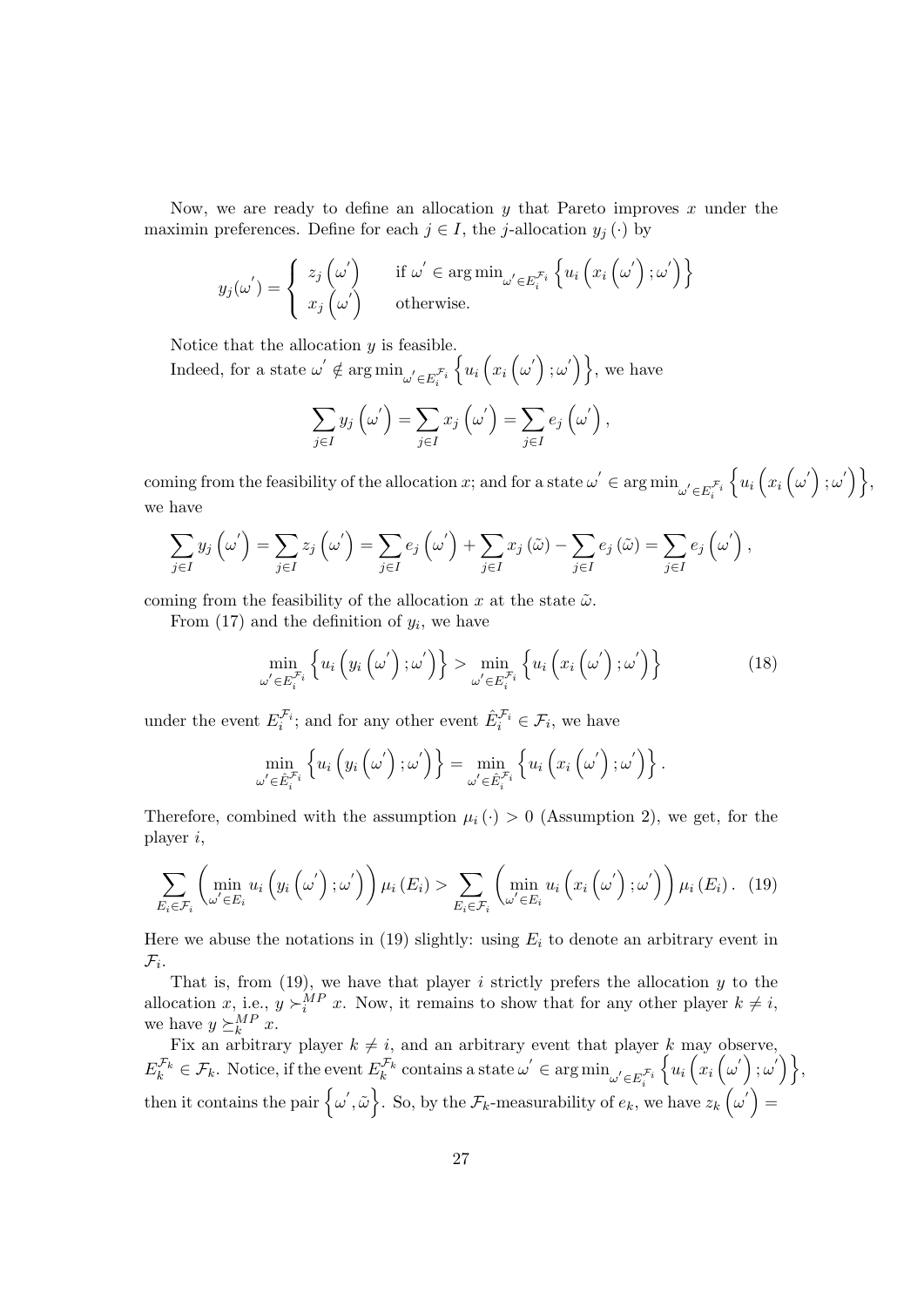Now, we are ready to define an allocation $y$ that Pareto improves $x$ under the maximin preferences. Define for each $j \in I$, the $j$-allocation $y_j(\cdot)$ by

$$y_j(\omega^{'}) = \begin{cases} z_j\left(\omega^{'}\right) & \text{if } \omega^{'} \in \arg\min_{\omega^{'} \in E_i^{\mathcal{F}_i}} \left\{ u_i\left(x_i\left(\omega^{'}\right); \omega^{'}\right) \right\} \\ x_j\left(\omega^{'}\right) & \text{otherwise.} \end{cases}$$

Notice that the allocation $y$ is feasible.

Indeed, for a state $\omega^{'} \notin \arg\min_{\omega^{'} \in E_i^{\mathcal{F}_i}} \left\{ u_i\left(x_i\left(\omega^{'}\right); \omega^{'}\right) \right\}$, we have

$$\sum_{j \in I} y_j\left(\omega^{'}\right) = \sum_{j \in I} x_j\left(\omega^{'}\right) = \sum_{j \in I} e_j\left(\omega^{'}\right),$$

coming from the feasibility of the allocation $x$; and for a state $\omega^{'} \in \arg\min_{\omega^{'} \in E_i^{\mathcal{F}_i}} \left\{ u_i\left(x_i\left(\omega^{'}\right); \omega^{'}\right) \right\}$, we have

$$\sum_{j \in I} y_j\left(\omega^{'}\right) = \sum_{j \in I} z_j\left(\omega^{'}\right) = \sum_{j \in I} e_j\left(\omega^{'}\right) + \sum_{j \in I} x_j\left(\tilde{\omega}\right) - \sum_{j \in I} e_j\left(\tilde{\omega}\right) = \sum_{j \in I} e_j\left(\omega^{'}\right),$$

coming from the feasibility of the allocation $x$ at the state $\tilde{\omega}$.

From (17) and the definition of $y_i$, we have

$$\min_{\omega^{'} \in E_i^{\mathcal{F}_i}} \left\{ u_i\left(y_i\left(\omega^{'}\right); \omega^{'}\right) \right\} > \min_{\omega^{'} \in E_i^{\mathcal{F}_i}} \left\{ u_i\left(x_i\left(\omega^{'}\right); \omega^{'}\right) \right\} \tag{18}$$

under the event $E_i^{\mathcal{F}_i}$; and for any other event $\hat{E}_i^{\mathcal{F}_i} \in \mathcal{F}_i$, we have

$$\min_{\omega^{'} \in \hat{E}_i^{\mathcal{F}_i}} \left\{ u_i\left(y_i\left(\omega^{'}\right); \omega^{'}\right) \right\} = \min_{\omega^{'} \in \hat{E}_i^{\mathcal{F}_i}} \left\{ u_i\left(x_i\left(\omega^{'}\right); \omega^{'}\right) \right\}.$$

Therefore, combined with the assumption $\mu_i(\cdot) > 0$ (Assumption 2), we get, for the player $i$,

$$\sum_{E_i \in \mathcal{F}_i} \left( \min_{\omega^{'} \in E_i} u_i\left(y_i\left(\omega^{'}\right); \omega^{'}\right) \right) \mu_i\left(E_i\right) > \sum_{E_i \in \mathcal{F}_i} \left( \min_{\omega^{'} \in E_i} u_i\left(x_i\left(\omega^{'}\right); \omega^{'}\right) \right) \mu_i\left(E_i\right). \tag{19}$$

Here we abuse the notations in (19) slightly: using $E_i$ to denote an arbitrary event in $\mathcal{F}_i$.

That is, from (19), we have that player $i$ strictly prefers the allocation $y$ to the allocation $x$, i.e., $y \succ_i^{MP} x$. Now, it remains to show that for any other player $k \neq i$, we have $y \succeq_k^{MP} x$.

Fix an arbitrary player $k \neq i$, and an arbitrary event that player $k$ may observe, $E_k^{\mathcal{F}_k} \in \mathcal{F}_k$. Notice, if the event $E_k^{\mathcal{F}_k}$ contains a state $\omega^{'} \in \arg\min_{\omega^{'} \in E_i^{\mathcal{F}_i}} \left\{ u_i\left(x_i\left(\omega^{'}\right); \omega^{'}\right) \right\}$, then it contains the pair $\left\{\omega^{'}, \tilde{\omega}\right\}$. So, by the $\mathcal{F}_k$-measurability of $e_k$, we have $z_k\left(\omega^{'}\right) =$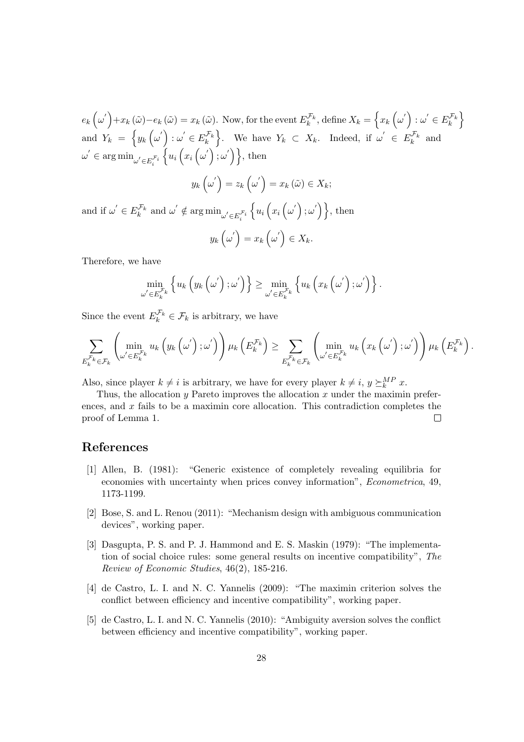$e_k\left(\omega^{'}\right)+x_k\left(\tilde{\omega}\right)-e_k\left(\tilde{\omega}\right)=x_k\left(\tilde{\omega}\right)$. Now, for the event $E_k^{\mathcal{F}_k}$, define $X_k=\left\{x_k\left(\omega^{'}\right):\omega^{'}\in E_k^{\mathcal{F}_k}\right\}$ and $Y_k=\left\{y_k\left(\omega^{'}\right):\omega^{'}\in E_k^{\mathcal{F}_k}\right\}$. We have $Y_k\subset X_k$. Indeed, if $\omega^{'}\in E_k^{\mathcal{F}_k}$ and $\omega^{'}\in\arg\min_{\omega^{'}\in E_i^{\mathcal{F}_i}}\left\{u_i\left(x_i\left(\omega^{'}\right);\omega^{'}\right)\right\}$, then

$$y_k\left(\omega^{'}\right)=z_k\left(\omega^{'}\right)=x_k\left(\tilde{\omega}\right)\in X_k;$$

and if $\omega^{'}\in E_k^{\mathcal{F}_k}$ and $\omega^{'}\notin\arg\min_{\omega^{'}\in E_i^{\mathcal{F}_i}}\left\{u_i\left(x_i\left(\omega^{'}\right);\omega^{'}\right)\right\}$, then

$$y_k\left(\omega^{'}\right)=x_k\left(\omega^{'}\right)\in X_k.$$

Therefore, we have

$$\min_{\omega^{'}\in E_k^{\mathcal{F}_k}}\left\{u_k\left(y_k\left(\omega^{'}\right);\omega^{'}\right)\right\}\geq\min_{\omega^{'}\in E_k^{\mathcal{F}_k}}\left\{u_k\left(x_k\left(\omega^{'}\right);\omega^{'}\right)\right\}.$$

Since the event $E_k^{\mathcal{F}_k}\in\mathcal{F}_k$ is arbitrary, we have

$$\sum_{E_k^{\mathcal{F}_k}\in\mathcal{F}_k}\left(\min_{\omega^{'}\in E_k^{\mathcal{F}_k}}u_k\left(y_k\left(\omega^{'}\right);\omega^{'}\right)\right)\mu_k\left(E_k^{\mathcal{F}_k}\right)\geq\sum_{E_k^{\mathcal{F}_k}\in\mathcal{F}_k}\left(\min_{\omega^{'}\in E_k^{\mathcal{F}_k}}u_k\left(x_k\left(\omega^{'}\right);\omega^{'}\right)\right)\mu_k\left(E_k^{\mathcal{F}_k}\right).$$

Also, since player $k\neq i$ is arbitrary, we have for every player $k\neq i$, $y\succeq_k^{MP}x$.

Thus, the allocation $y$ Pareto improves the allocation $x$ under the maximin preferences, and $x$ fails to be a maximin core allocation. This contradiction completes the proof of Lemma 1. □

## References

[1] Allen, B. (1981): "Generic existence of completely revealing equilibria for economies with uncertainty when prices convey information", *Econometrica*, 49, 1173-1199.

[2] Bose, S. and L. Renou (2011): "Mechanism design with ambiguous communication devices", working paper.

[3] Dasgupta, P. S. and P. J. Hammond and E. S. Maskin (1979): "The implementation of social choice rules: some general results on incentive compatibility", *The Review of Economic Studies*, 46(2), 185-216.

[4] de Castro, L. I. and N. C. Yannelis (2009): "The maximin criterion solves the conflict between efficiency and incentive compatibility", working paper.

[5] de Castro, L. I. and N. C. Yannelis (2010): "Ambiguity aversion solves the conflict between efficiency and incentive compatibility", working paper.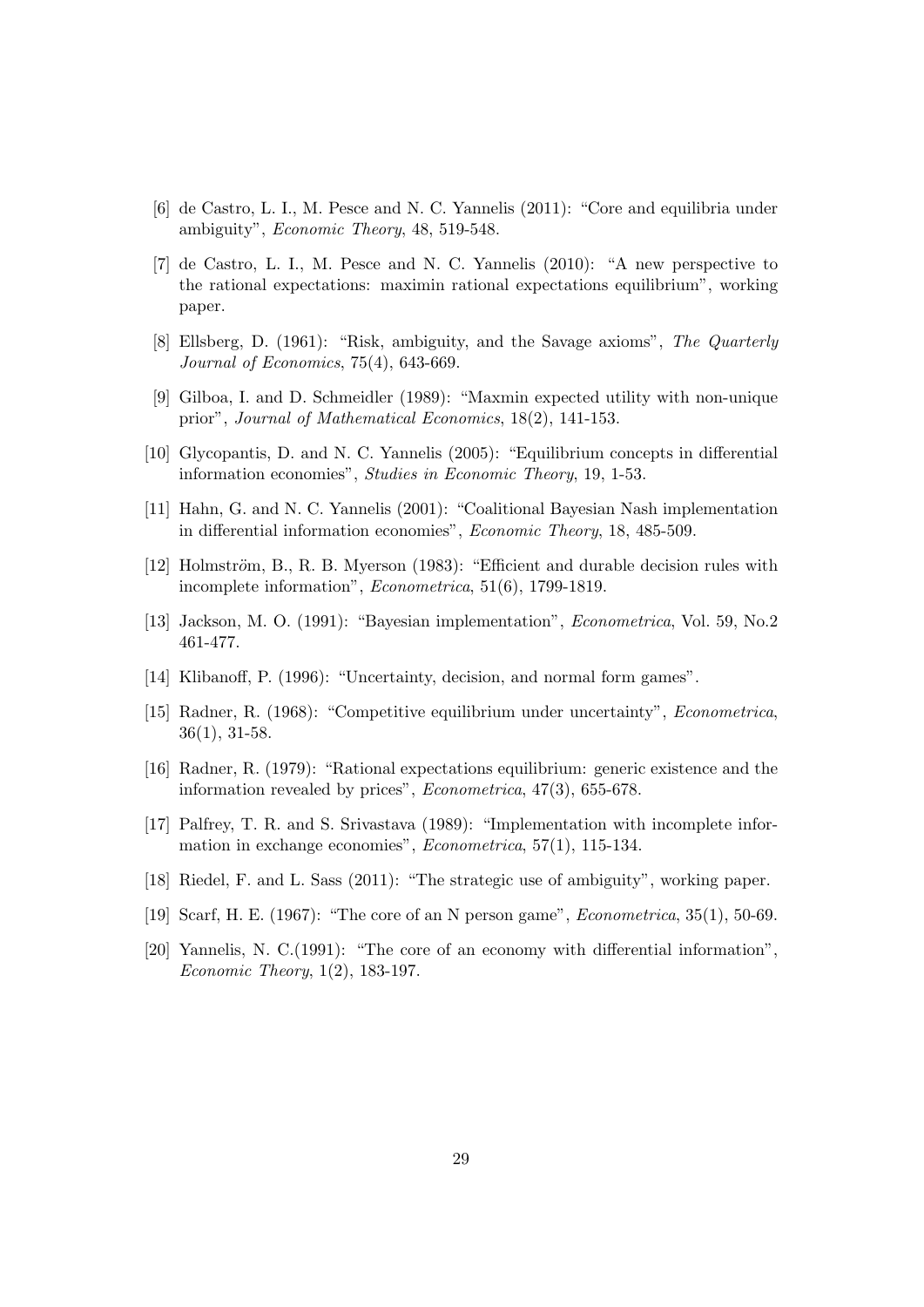[6] de Castro, L. I., M. Pesce and N. C. Yannelis (2011): "Core and equilibria under ambiguity", *Economic Theory*, 48, 519-548.

[7] de Castro, L. I., M. Pesce and N. C. Yannelis (2010): "A new perspective to the rational expectations: maximin rational expectations equilibrium", working paper.

[8] Ellsberg, D. (1961): "Risk, ambiguity, and the Savage axioms", *The Quarterly Journal of Economics*, 75(4), 643-669.

[9] Gilboa, I. and D. Schmeidler (1989): "Maxmin expected utility with non-unique prior", *Journal of Mathematical Economics*, 18(2), 141-153.

[10] Glycopantis, D. and N. C. Yannelis (2005): "Equilibrium concepts in differential information economies", *Studies in Economic Theory*, 19, 1-53.

[11] Hahn, G. and N. C. Yannelis (2001): "Coalitional Bayesian Nash implementation in differential information economies", *Economic Theory*, 18, 485-509.

[12] Holmström, B., R. B. Myerson (1983): "Efficient and durable decision rules with incomplete information", *Econometrica*, 51(6), 1799-1819.

[13] Jackson, M. O. (1991): "Bayesian implementation", *Econometrica*, Vol. 59, No.2 461-477.

[14] Klibanoff, P. (1996): "Uncertainty, decision, and normal form games".

[15] Radner, R. (1968): "Competitive equilibrium under uncertainty", *Econometrica*, 36(1), 31-58.

[16] Radner, R. (1979): "Rational expectations equilibrium: generic existence and the information revealed by prices", *Econometrica*, 47(3), 655-678.

[17] Palfrey, T. R. and S. Srivastava (1989): "Implementation with incomplete information in exchange economies", *Econometrica*, 57(1), 115-134.

[18] Riedel, F. and L. Sass (2011): "The strategic use of ambiguity", working paper.

[19] Scarf, H. E. (1967): "The core of an N person game", *Econometrica*, 35(1), 50-69.

[20] Yannelis, N. C.(1991): "The core of an economy with differential information", *Economic Theory*, 1(2), 183-197.